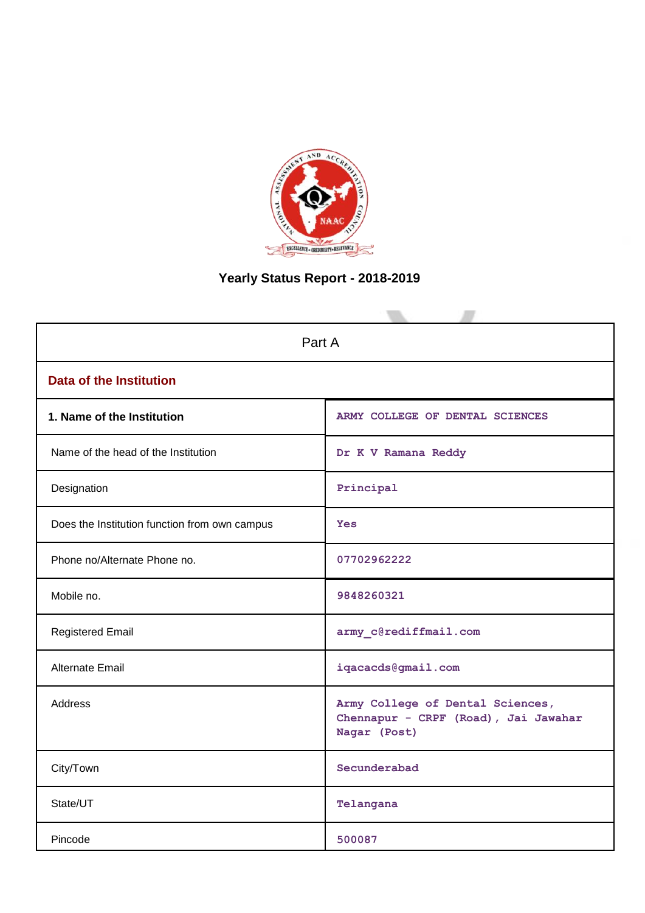# Yearly Status Report - 2018-2019

| Part A | |
|---|---|
| **Data of the Institution** | |
| **1. Name of the Institution** | ARMY COLLEGE OF DENTAL SCIENCES |
| Name of the head of the Institution | Dr K V Ramana Reddy |
| Designation | Principal |
| Does the Institution function from own campus | Yes |
| Phone no/Alternate Phone no. | 07702962222 |
| Mobile no. | 9848260321 |
| Registered Email | army_c@rediffmail.com |
| Alternate Email | iqacacds@gmail.com |
| Address | Army College of Dental Sciences, Chennapur - CRPF (Road), Jai Jawahar Nagar (Post) |
| City/Town | Secunderabad |
| State/UT | Telangana |
| Pincode | 500087 |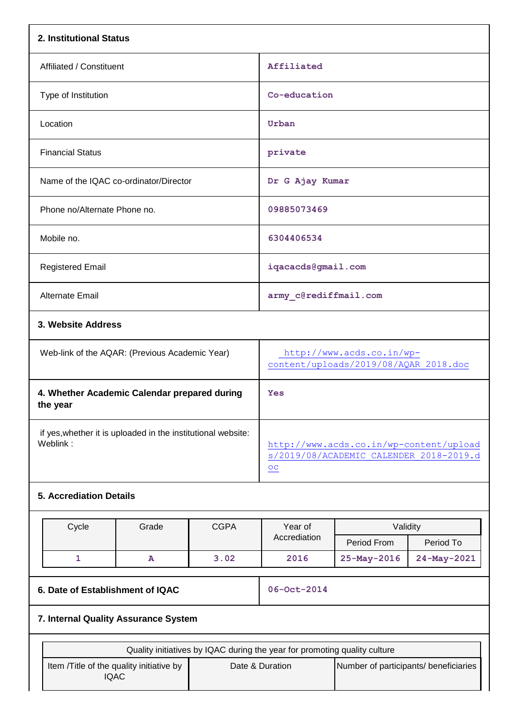## 2. Institutional Status

| | |
|---|---|
| Affiliated / Constituent | Affiliated |
| Type of Institution | Co-education |
| Location | Urban |
| Financial Status | private |
| Name of the IQAC co-ordinator/Director | Dr G Ajay Kumar |
| Phone no/Alternate Phone no. | 09885073469 |
| Mobile no. | 6304406534 |
| Registered Email | iqacacds@gmail.com |
| Alternate Email | army_c@rediffmail.com |

## 3. Website Address

| | |
|---|---|
| Web-link of the AQAR: (Previous Academic Year) | http://www.acds.co.in/wp-content/uploads/2019/08/AQAR_2018.doc |

| | |
|---|---|
| **4. Whether Academic Calendar prepared during the year** | Yes |
| if yes,whether it is uploaded in the institutional website: Weblink : | http://www.acds.co.in/wp-content/uploads/2019/08/ACADEMIC_CALENDER_2018-2019.doc |

## 5. Accrediation Details

| Cycle | Grade | CGPA | Year of Accrediation | Validity | |
|---|---|---|---|---|---|
| | | | | Period From | Period To |
| 1 | A | 3.02 | 2016 | 25-May-2016 | 24-May-2021 |

| | |
|---|---|
| **6. Date of Establishment of IQAC** | 06-Oct-2014 |

## 7. Internal Quality Assurance System

| Quality initiatives by IQAC during the year for promoting quality culture | | |
|---|---|---|
| Item /Title of the quality initiative by IQAC | Date & Duration | Number of participants/ beneficiaries |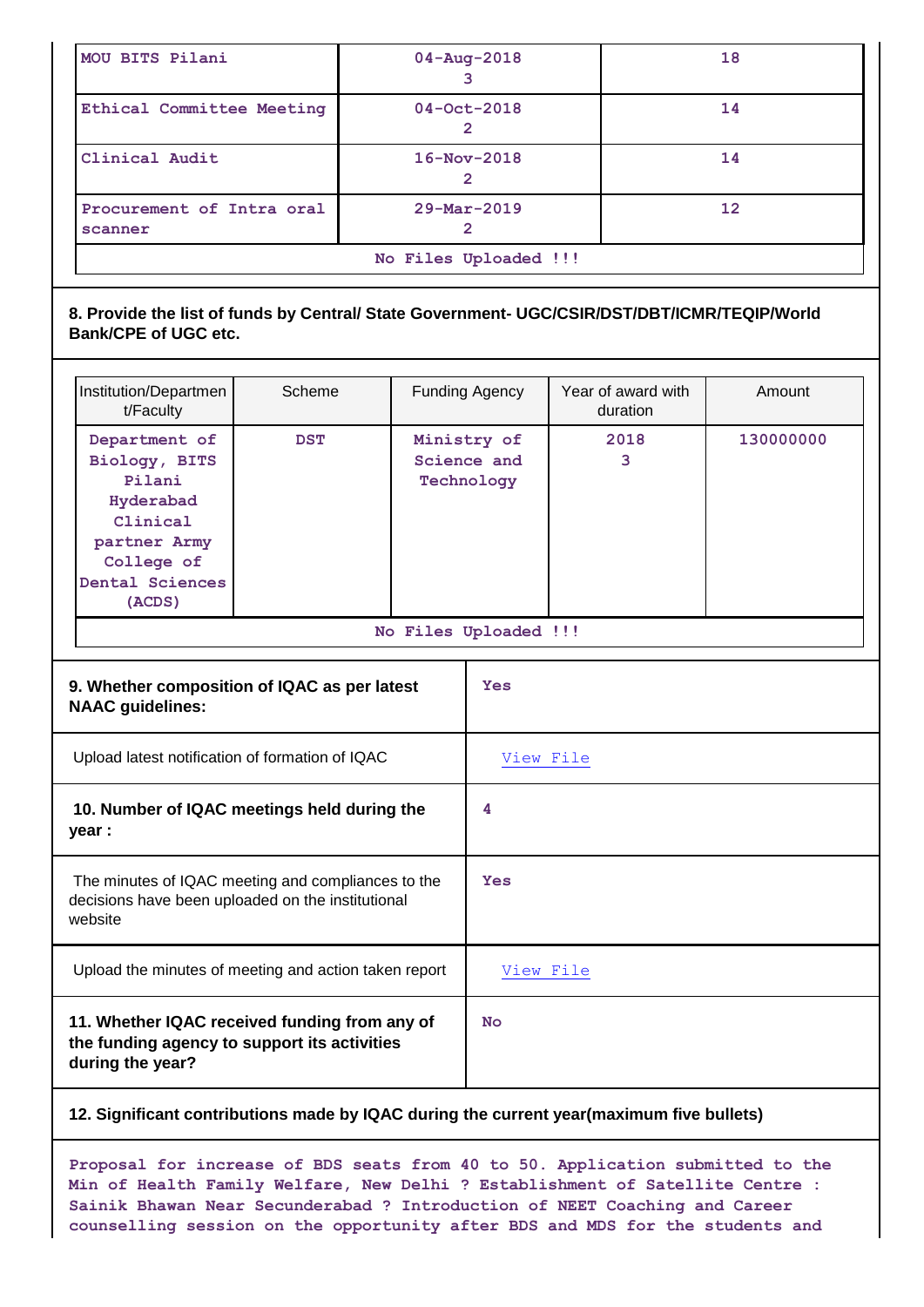| MOU BITS Pilani | 04-Aug-2018<br>3 | 18 |
|---|---|---|
| Ethical Committee Meeting | 04-Oct-2018<br>2 | 14 |
| Clinical Audit | 16-Nov-2018<br>2 | 14 |
| Procurement of Intra oral scanner | 29-Mar-2019<br>2 | 12 |
| No Files Uploaded !!! | | |

**8. Provide the list of funds by Central/ State Government- UGC/CSIR/DST/DBT/ICMR/TEQIP/World Bank/CPE of UGC etc.**

| Institution/Department/Faculty | Scheme | Funding Agency | Year of award with duration | Amount |
|---|---|---|---|---|
| Department of Biology, BITS Pilani Hyderabad Clinical partner Army College of Dental Sciences (ACDS) | DST | Ministry of Science and Technology | 2018<br>3 | 130000000 |
| No Files Uploaded !!! | | | | |

| | |
|---|---|
| **9. Whether composition of IQAC as per latest NAAC guidelines:** | Yes |
| Upload latest notification of formation of IQAC | View File |
| **10. Number of IQAC meetings held during the year :** | 4 |
| The minutes of IQAC meeting and compliances to the decisions have been uploaded on the institutional website | Yes |
| Upload the minutes of meeting and action taken report | View File |
| **11. Whether IQAC received funding from any of the funding agency to support its activities during the year?** | No |

**12. Significant contributions made by IQAC during the current year(maximum five bullets)**

Proposal for increase of BDS seats from 40 to 50. Application submitted to the Min of Health Family Welfare, New Delhi ? Establishment of Satellite Centre : Sainik Bhawan Near Secunderabad ? Introduction of NEET Coaching and Career counselling session on the opportunity after BDS and MDS for the students and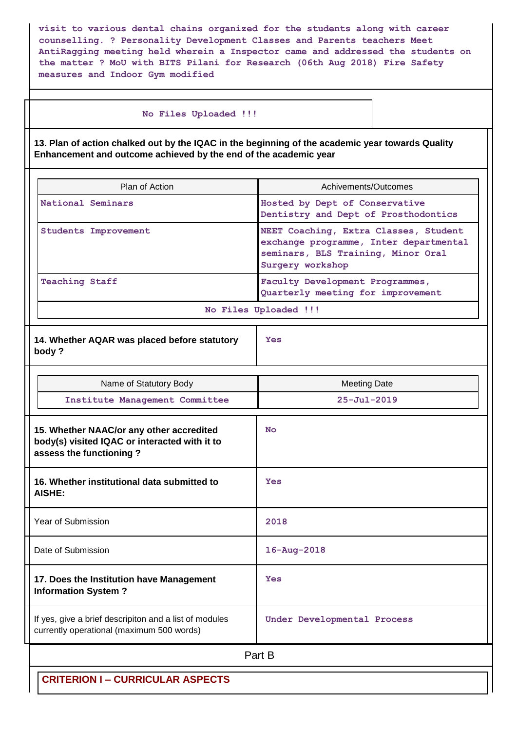visit to various dental chains organized for the students along with career counselling. ? Personality Development Classes and Parents teachers Meet AntiRagging meeting held wherein a Inspector came and addressed the students on the matter ? MoU with BITS Pilani for Research (06th Aug 2018) Fire Safety measures and Indoor Gym modified

No Files Uploaded !!!

**13. Plan of action chalked out by the IQAC in the beginning of the academic year towards Quality Enhancement and outcome achieved by the end of the academic year**

| Plan of Action | Achivements/Outcomes |
|---|---|
| National Seminars | Hosted by Dept of Conservative Dentistry and Dept of Prosthodontics |
| Students Improvement | NEET Coaching, Extra Classes, Student exchange programme, Inter departmental seminars, BLS Training, Minor Oral Surgery workshop |
| Teaching Staff | Faculty Development Programmes, Quarterly meeting for improvement |

No Files Uploaded !!!

| | |
|---|---|
| **14. Whether AQAR was placed before statutory body ?** | Yes |

| Name of Statutory Body | Meeting Date |
|---|---|
| Institute Management Committee | 25-Jul-2019 |

| | |
|---|---|
| **15. Whether NAAC/or any other accredited body(s) visited IQAC or interacted with it to assess the functioning ?** | No |
| **16. Whether institutional data submitted to AISHE:** | Yes |
| Year of Submission | 2018 |
| Date of Submission | 16-Aug-2018 |
| **17. Does the Institution have Management Information System ?** | Yes |
| If yes, give a brief descripiton and a list of modules currently operational (maximum 500 words) | Under Developmental Process |

## Part B

### CRITERION I – CURRICULAR ASPECTS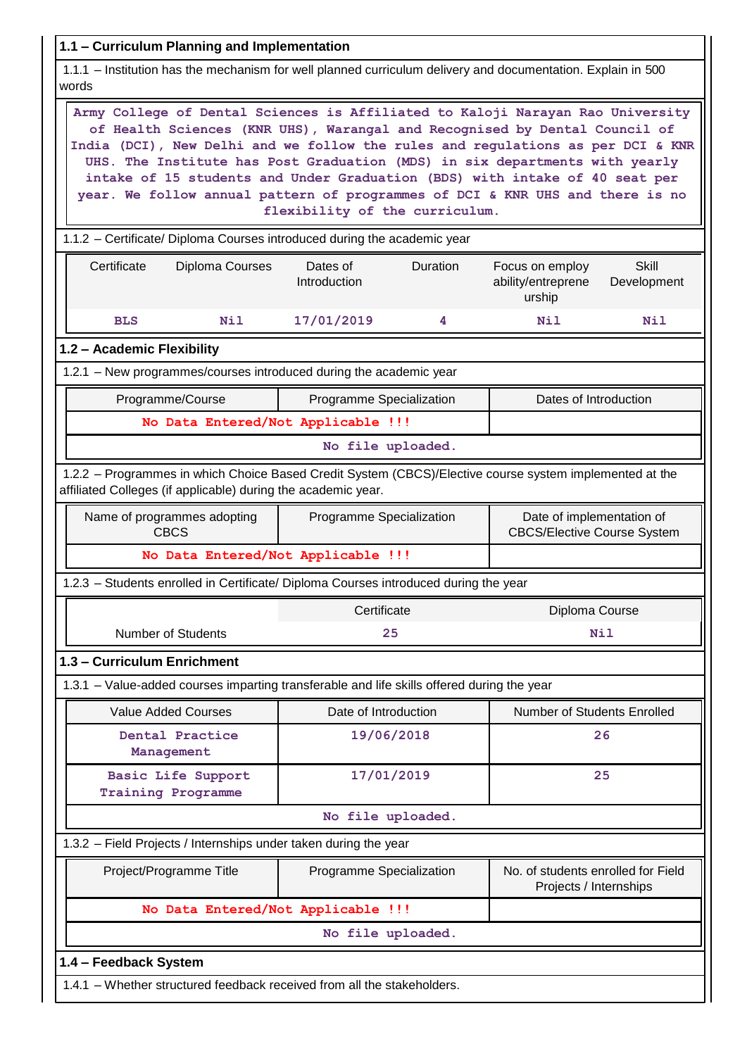## 1.1 – Curriculum Planning and Implementation

1.1.1 – Institution has the mechanism for well planned curriculum delivery and documentation. Explain in 500 words

Army College of Dental Sciences is Affiliated to Kaloji Narayan Rao University of Health Sciences (KNR UHS), Warangal and Recognised by Dental Council of India (DCI), New Delhi and we follow the rules and regulations as per DCI & KNR UHS. The Institute has Post Graduation (MDS) in six departments with yearly intake of 15 students and Under Graduation (BDS) with intake of 40 seat per year. We follow annual pattern of programmes of DCI & KNR UHS and there is no flexibility of the curriculum.

1.1.2 – Certificate/ Diploma Courses introduced during the academic year

| Certificate | Diploma Courses | Dates of Introduction | Duration | Focus on employ ability/entreprene urship | Skill Development |
|---|---|---|---|---|---|
| BLS | Nil | 17/01/2019 | 4 | Nil | Nil |

## 1.2 – Academic Flexibility

1.2.1 – New programmes/courses introduced during the academic year

| Programme/Course | Programme Specialization | Dates of Introduction |
|---|---|---|
| No Data Entered/Not Applicable !!! | | |
| No file uploaded. | | |

1.2.2 – Programmes in which Choice Based Credit System (CBCS)/Elective course system implemented at the affiliated Colleges (if applicable) during the academic year.

| Name of programmes adopting CBCS | Programme Specialization | Date of implementation of CBCS/Elective Course System |
|---|---|---|
| No Data Entered/Not Applicable !!! | | |

1.2.3 – Students enrolled in Certificate/ Diploma Courses introduced during the year

| | Certificate | Diploma Course |
|---|---|---|
| Number of Students | 25 | Nil |

## 1.3 – Curriculum Enrichment

1.3.1 – Value-added courses imparting transferable and life skills offered during the year

| Value Added Courses | Date of Introduction | Number of Students Enrolled |
|---|---|---|
| Dental Practice Management | 19/06/2018 | 26 |
| Basic Life Support Training Programme | 17/01/2019 | 25 |
| No file uploaded. | | |

1.3.2 – Field Projects / Internships under taken during the year

| Project/Programme Title | Programme Specialization | No. of students enrolled for Field Projects / Internships |
|---|---|---|
| No Data Entered/Not Applicable !!! | | |
| No file uploaded. | | |

## 1.4 – Feedback System

1.4.1 – Whether structured feedback received from all the stakeholders.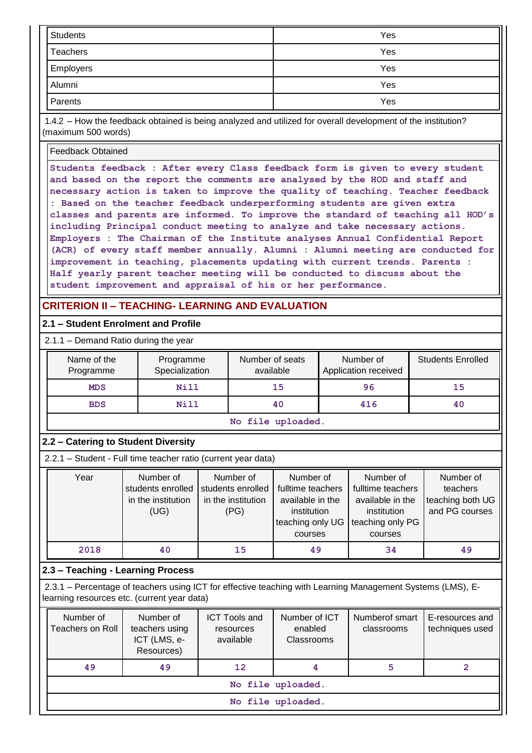| Students | Yes |
|---|---|
| Teachers | Yes |
| Employers | Yes |
| Alumni | Yes |
| Parents | Yes |

1.4.2 – How the feedback obtained is being analyzed and utilized for overall development of the institution? (maximum 500 words)

Feedback Obtained

**Students feedback : After every Class feedback form is given to every student and based on the report the comments are analysed by the HOD and staff and necessary action is taken to improve the quality of teaching. Teacher feedback : Based on the teacher feedback underperforming students are given extra classes and parents are informed. To improve the standard of teaching all HOD's including Principal conduct meeting to analyze and take necessary actions. Employers : The Chairman of the Institute analyses Annual Confidential Report (ACR) of every staff member annually. Alumni : Alumni meeting are conducted for improvement in teaching, placements updating with current trends. Parents : Half yearly parent teacher meeting will be conducted to discuss about the student improvement and appraisal of his or her performance.**

## CRITERION II – TEACHING- LEARNING AND EVALUATION

### 2.1 – Student Enrolment and Profile

2.1.1 – Demand Ratio during the year

| Name of the Programme | Programme Specialization | Number of seats available | Number of Application received | Students Enrolled |
|---|---|---|---|---|
| MDS | Nill | 15 | 96 | 15 |
| BDS | Nill | 40 | 416 | 40 |
| No file uploaded. | | | | |

### 2.2 – Catering to Student Diversity

2.2.1 – Student - Full time teacher ratio (current year data)

| Year | Number of students enrolled in the institution (UG) | Number of students enrolled in the institution (PG) | Number of fulltime teachers available in the institution teaching only UG courses | Number of fulltime teachers available in the institution teaching only PG courses | Number of teachers teaching both UG and PG courses |
|---|---|---|---|---|---|
| 2018 | 40 | 15 | 49 | 34 | 49 |

### 2.3 – Teaching - Learning Process

2.3.1 – Percentage of teachers using ICT for effective teaching with Learning Management Systems (LMS), E-learning resources etc. (current year data)

| Number of Teachers on Roll | Number of teachers using ICT (LMS, e-Resources) | ICT Tools and resources available | Number of ICT enabled Classrooms | Numberof smart classrooms | E-resources and techniques used |
|---|---|---|---|---|---|
| 49 | 49 | 12 | 4 | 5 | 2 |
| No file uploaded. | | | | | |
| No file uploaded. | | | | | |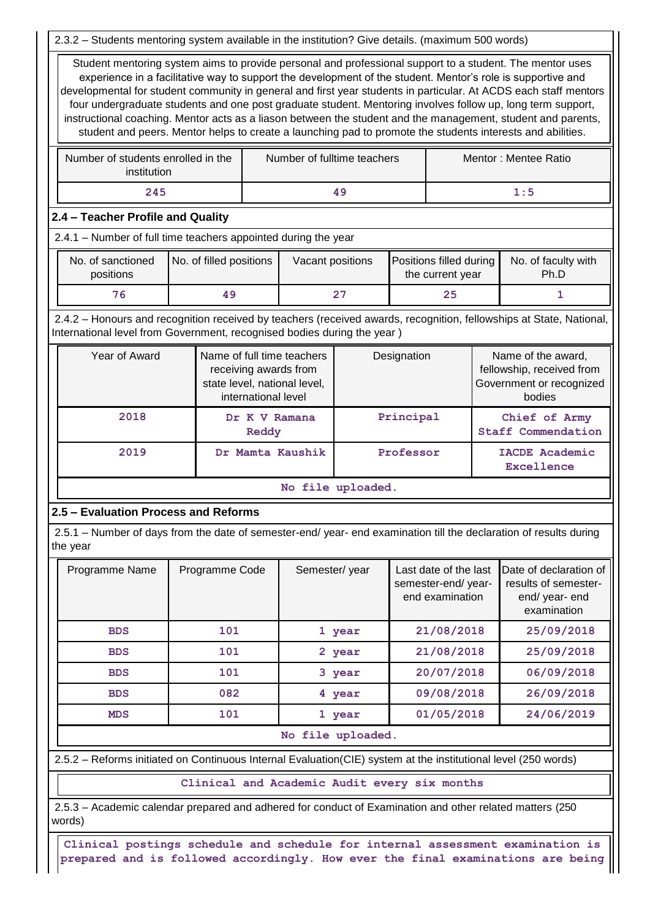2.3.2 – Students mentoring system available in the institution? Give details. (maximum 500 words)

Student mentoring system aims to provide personal and professional support to a student. The mentor uses experience in a facilitative way to support the development of the student. Mentor's role is supportive and developmental for student community in general and first year students in particular. At ACDS each staff mentors four undergraduate students and one post graduate student. Mentoring involves follow up, long term support, instructional coaching. Mentor acts as a liason between the student and the management, student and parents, student and peers. Mentor helps to create a launching pad to promote the students interests and abilities.

| Number of students enrolled in the institution | Number of fulltime teachers | Mentor : Mentee Ratio |
|---|---|---|
| 245 | 49 | 1:5 |

## 2.4 – Teacher Profile and Quality

2.4.1 – Number of full time teachers appointed during the year

| No. of sanctioned positions | No. of filled positions | Vacant positions | Positions filled during the current year | No. of faculty with Ph.D |
|---|---|---|---|---|
| 76 | 49 | 27 | 25 | 1 |

2.4.2 – Honours and recognition received by teachers (received awards, recognition, fellowships at State, National, International level from Government, recognised bodies during the year )

| Year of Award | Name of full time teachers receiving awards from state level, national level, international level | Designation | Name of the award, fellowship, received from Government or recognized bodies |
|---|---|---|---|
| 2018 | Dr K V Ramana Reddy | Principal | Chief of Army Staff Commendation |
| 2019 | Dr Mamta Kaushik | Professor | IACDE Academic Excellence |
| No file uploaded. | | | |

## 2.5 – Evaluation Process and Reforms

2.5.1 – Number of days from the date of semester-end/ year- end examination till the declaration of results during the year

| Programme Name | Programme Code | Semester/ year | Last date of the last semester-end/ year- end examination | Date of declaration of results of semester- end/ year- end examination |
|---|---|---|---|---|
| BDS | 101 | 1 year | 21/08/2018 | 25/09/2018 |
| BDS | 101 | 2 year | 21/08/2018 | 25/09/2018 |
| BDS | 101 | 3 year | 20/07/2018 | 06/09/2018 |
| BDS | 082 | 4 year | 09/08/2018 | 26/09/2018 |
| MDS | 101 | 1 year | 01/05/2018 | 24/06/2019 |
| No file uploaded. | | | | |

2.5.2 – Reforms initiated on Continuous Internal Evaluation(CIE) system at the institutional level (250 words)

Clinical and Academic Audit every six months

2.5.3 – Academic calendar prepared and adhered for conduct of Examination and other related matters (250 words)

Clinical postings schedule and schedule for internal assessment examination is prepared and is followed accordingly. How ever the final examinations are being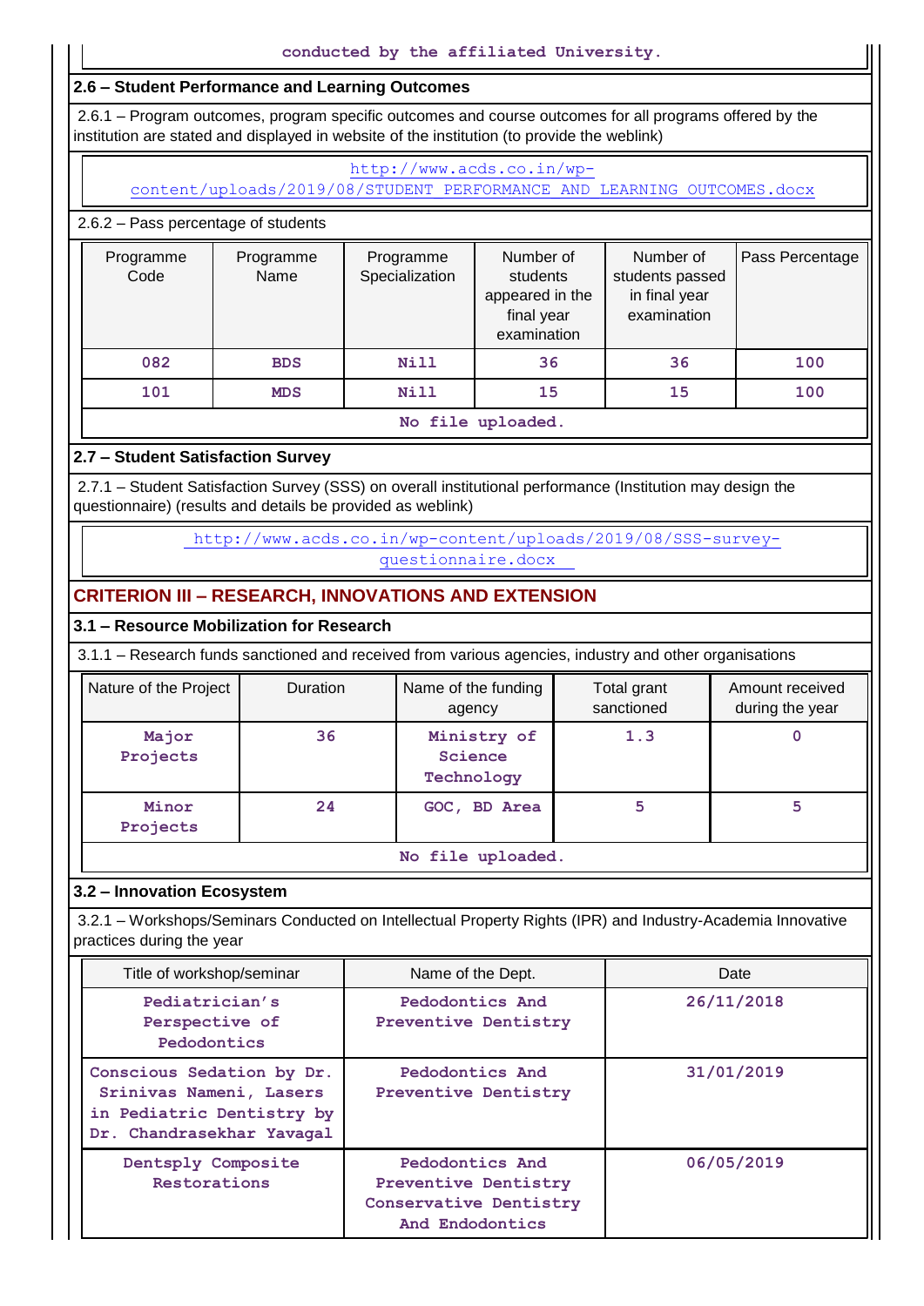conducted by the affiliated University.

### 2.6 – Student Performance and Learning Outcomes

2.6.1 – Program outcomes, program specific outcomes and course outcomes for all programs offered by the institution are stated and displayed in website of the institution (to provide the weblink)

http://www.acds.co.in/wp-content/uploads/2019/08/STUDENT PERFORMANCE AND LEARNING OUTCOMES.docx

2.6.2 – Pass percentage of students

| Programme Code | Programme Name | Programme Specialization | Number of students appeared in the final year examination | Number of students passed in final year examination | Pass Percentage |
|---|---|---|---|---|---|
| 082 | BDS | Nill | 36 | 36 | 100 |
| 101 | MDS | Nill | 15 | 15 | 100 |

No file uploaded.

### 2.7 – Student Satisfaction Survey

2.7.1 – Student Satisfaction Survey (SSS) on overall institutional performance (Institution may design the questionnaire) (results and details be provided as weblink)

http://www.acds.co.in/wp-content/uploads/2019/08/SSS-survey-questionnaire.docx

## CRITERION III – RESEARCH, INNOVATIONS AND EXTENSION

### 3.1 – Resource Mobilization for Research

3.1.1 – Research funds sanctioned and received from various agencies, industry and other organisations

| Nature of the Project | Duration | Name of the funding agency | Total grant sanctioned | Amount received during the year |
|---|---|---|---|---|
| Major Projects | 36 | Ministry of Science Technology | 1.3 | 0 |
| Minor Projects | 24 | GOC, BD Area | 5 | 5 |

No file uploaded.

### 3.2 – Innovation Ecosystem

3.2.1 – Workshops/Seminars Conducted on Intellectual Property Rights (IPR) and Industry-Academia Innovative practices during the year

| Title of workshop/seminar | Name of the Dept. | Date |
|---|---|---|
| Pediatrician's Perspective of Pedodontics | Pedodontics And Preventive Dentistry | 26/11/2018 |
| Conscious Sedation by Dr. Srinivas Nameni, Lasers in Pediatric Dentistry by Dr. Chandrasekhar Yavagal | Pedodontics And Preventive Dentistry | 31/01/2019 |
| Dentsply Composite Restorations | Pedodontics And Preventive Dentistry Conservative Dentistry And Endodontics | 06/05/2019 |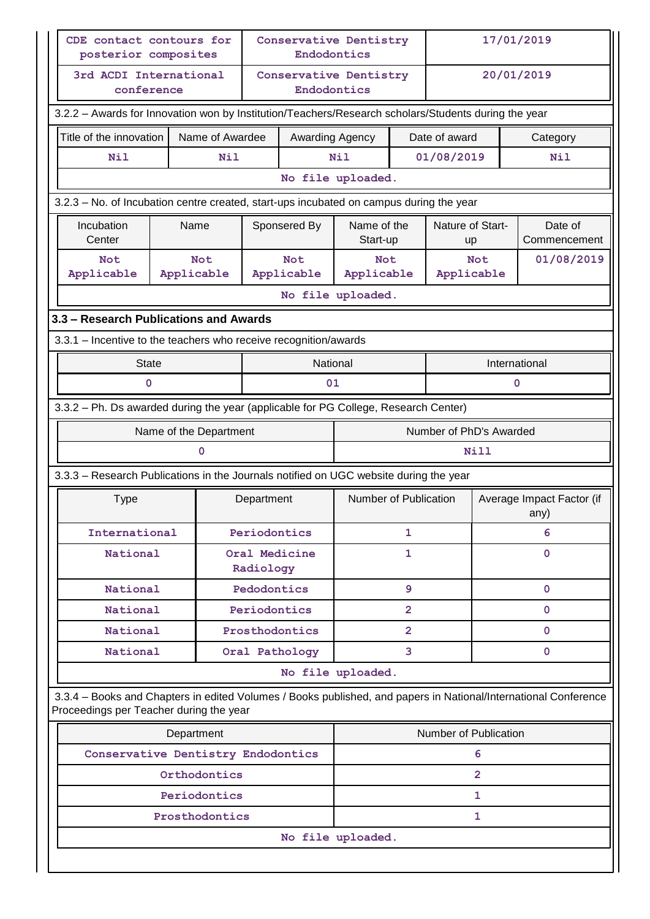| | | |
|---|---|---|
| CDE contact contours for posterior composites | Conservative Dentistry Endodontics | 17/01/2019 |
| 3rd ACDI International conference | Conservative Dentistry Endodontics | 20/01/2019 |

3.2.2 – Awards for Innovation won by Institution/Teachers/Research scholars/Students during the year

| Title of the innovation | Name of Awardee | Awarding Agency | Date of award | Category |
|---|---|---|---|---|
| Nil | Nil | Nil | 01/08/2019 | Nil |
| No file uploaded. | | | | |

3.2.3 – No. of Incubation centre created, start-ups incubated on campus during the year

| Incubation Center | Name | Sponsered By | Name of the Start-up | Nature of Start-up | Date of Commencement |
|---|---|---|---|---|---|
| Not Applicable | Not Applicable | Not Applicable | Not Applicable | Not Applicable | 01/08/2019 |
| No file uploaded. | | | | | |

### 3.3 – Research Publications and Awards

3.3.1 – Incentive to the teachers who receive recognition/awards

| State | National | International |
|---|---|---|
| 0 | 01 | 0 |

3.3.2 – Ph. Ds awarded during the year (applicable for PG College, Research Center)

| Name of the Department | Number of PhD's Awarded |
|---|---|
| 0 | Nill |

3.3.3 – Research Publications in the Journals notified on UGC website during the year

| Type | Department | Number of Publication | Average Impact Factor (if any) |
|---|---|---|---|
| International | Periodontics | 1 | 6 |
| National | Oral Medicine Radiology | 1 | 0 |
| National | Pedodontics | 9 | 0 |
| National | Periodontics | 2 | 0 |
| National | Prosthodontics | 2 | 0 |
| National | Oral Pathology | 3 | 0 |
| No file uploaded. | | | |

3.3.4 – Books and Chapters in edited Volumes / Books published, and papers in National/International Conference Proceedings per Teacher during the year

| Department | Number of Publication |
|---|---|
| Conservative Dentistry Endodontics | 6 |
| Orthodontics | 2 |
| Periodontics | 1 |
| Prosthodontics | 1 |
| No file uploaded. | |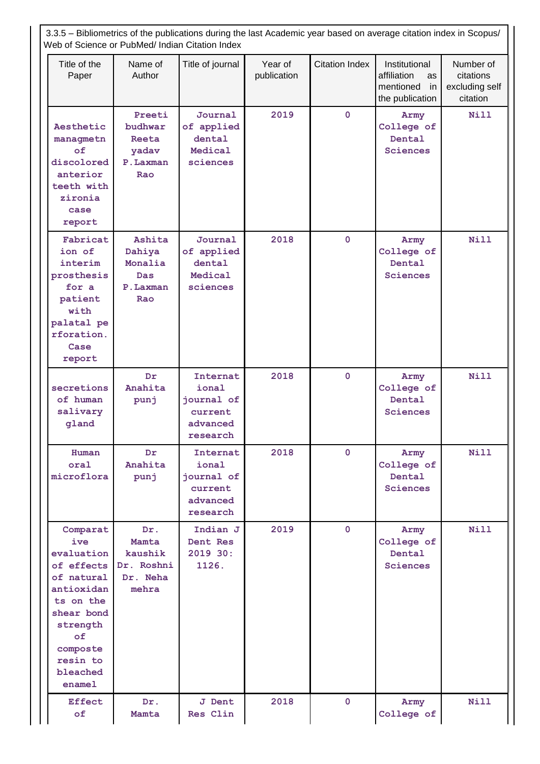3.3.5 – Bibliometrics of the publications during the last Academic year based on average citation index in Scopus/ Web of Science or PubMed/ Indian Citation Index

| Title of the Paper | Name of Author | Title of journal | Year of publication | Citation Index | Institutional affiliation as mentioned in the publication | Number of citations excluding self citation |
|---|---|---|---|---|---|---|
| Aesthetic managmetn of discolored anterior teeth with zironia case report | Preeti budhwar Reeta yadav P.Laxman Rao | Journal of applied dental Medical sciences | 2019 | 0 | Army College of Dental Sciences | Nill |
| Fabrication of interim prosthesis for a patient with palatal perforation. Case report | Ashita Dahiya Monalia Das P.Laxman Rao | Journal of applied dental Medical sciences | 2018 | 0 | Army College of Dental Sciences | Nill |
| secretions of human salivary gland | Dr Anahita punj | International journal of current advanced research | 2018 | 0 | Army College of Dental Sciences | Nill |
| Human oral microflora | Dr Anahita punj | International journal of current advanced research | 2018 | 0 | Army College of Dental Sciences | Nill |
| Comparative evaluation of effects of natural antioxidants on the shear bond strength of composte resin to bleached enamel | Dr. Mamta kaushik Dr. Roshni Dr. Neha mehra | Indian J Dent Res 2019 30: 1126. | 2019 | 0 | Army College of Dental Sciences | Nill |
| Effect of | Dr. Mamta | J Dent Res Clin | 2018 | 0 | Army College of | Nill |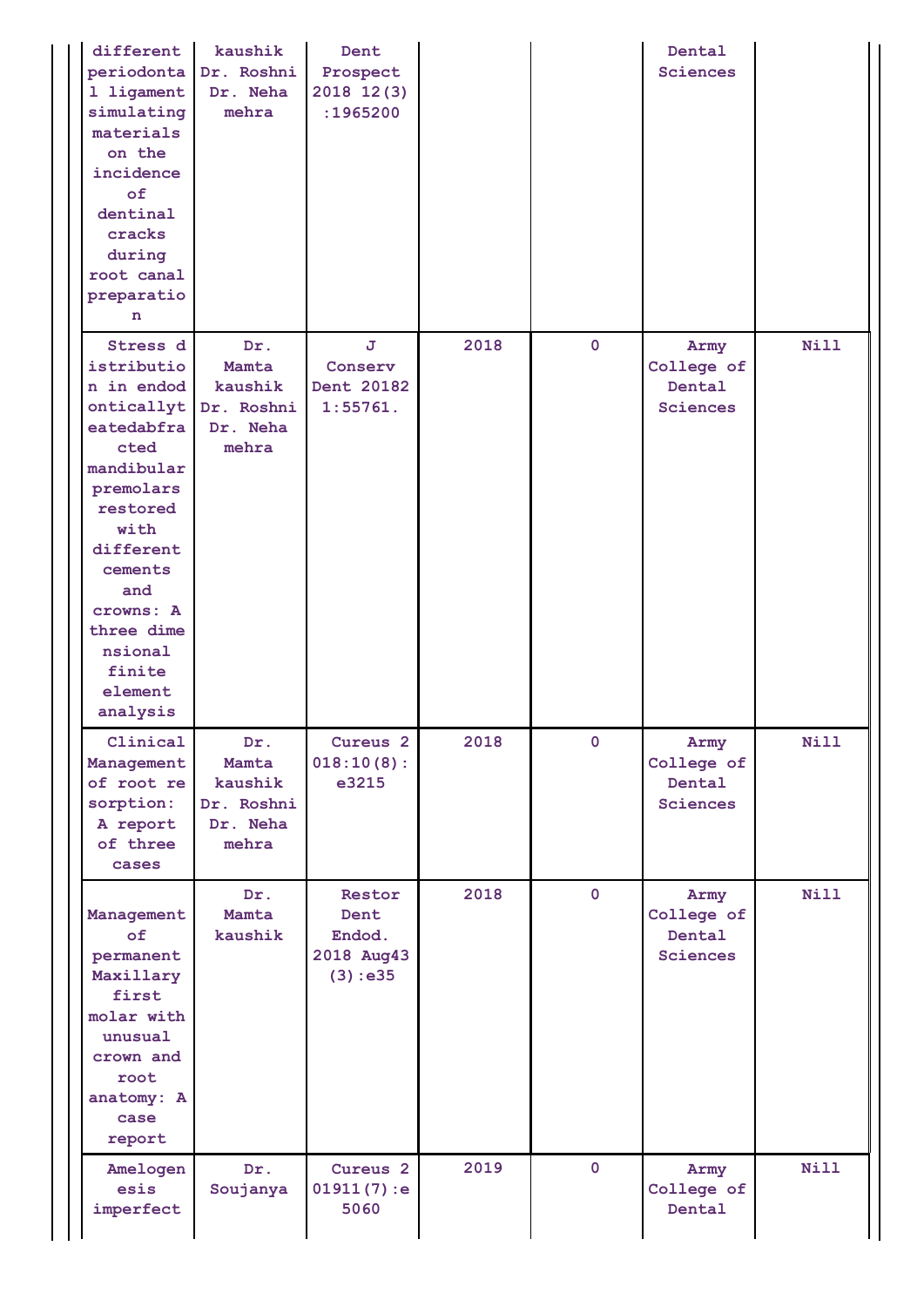| | | | | | | |
|---|---|---|---|---|---|---|
| different periodontal ligament simulating materials on the incidence of dentinal cracks during root canal preparation | kaushik Dr. Roshni Dr. Neha mehra | Dent Prospect 2018 12(3):1965200 | | | Dental Sciences | |
| Stress distribution in endodonticallyteatedabfracted mandibular premolars restored with different cements and crowns: A three dimensional finite element analysis | Dr. Mamta kaushik Dr. Roshni Dr. Neha mehra | J Conserv Dent 20182 1:55761. | 2018 | 0 | Army College of Dental Sciences | Nill |
| Clinical Management of root resorption: A report of three cases | Dr. Mamta kaushik Dr. Roshni Dr. Neha mehra | Cureus 2018:10(8):e3215 | 2018 | 0 | Army College of Dental Sciences | Nill |
| Management of permanent Maxillary first molar with unusual crown and root anatomy: A case report | Dr. Mamta kaushik | Restor Dent Endod. 2018 Aug43 (3):e35 | 2018 | 0 | Army College of Dental Sciences | Nill |
| Amelogenesis imperfect | Dr. Soujanya | Cureus 2019 11(7):e 5060 | 2019 | 0 | Army College of Dental | Nill |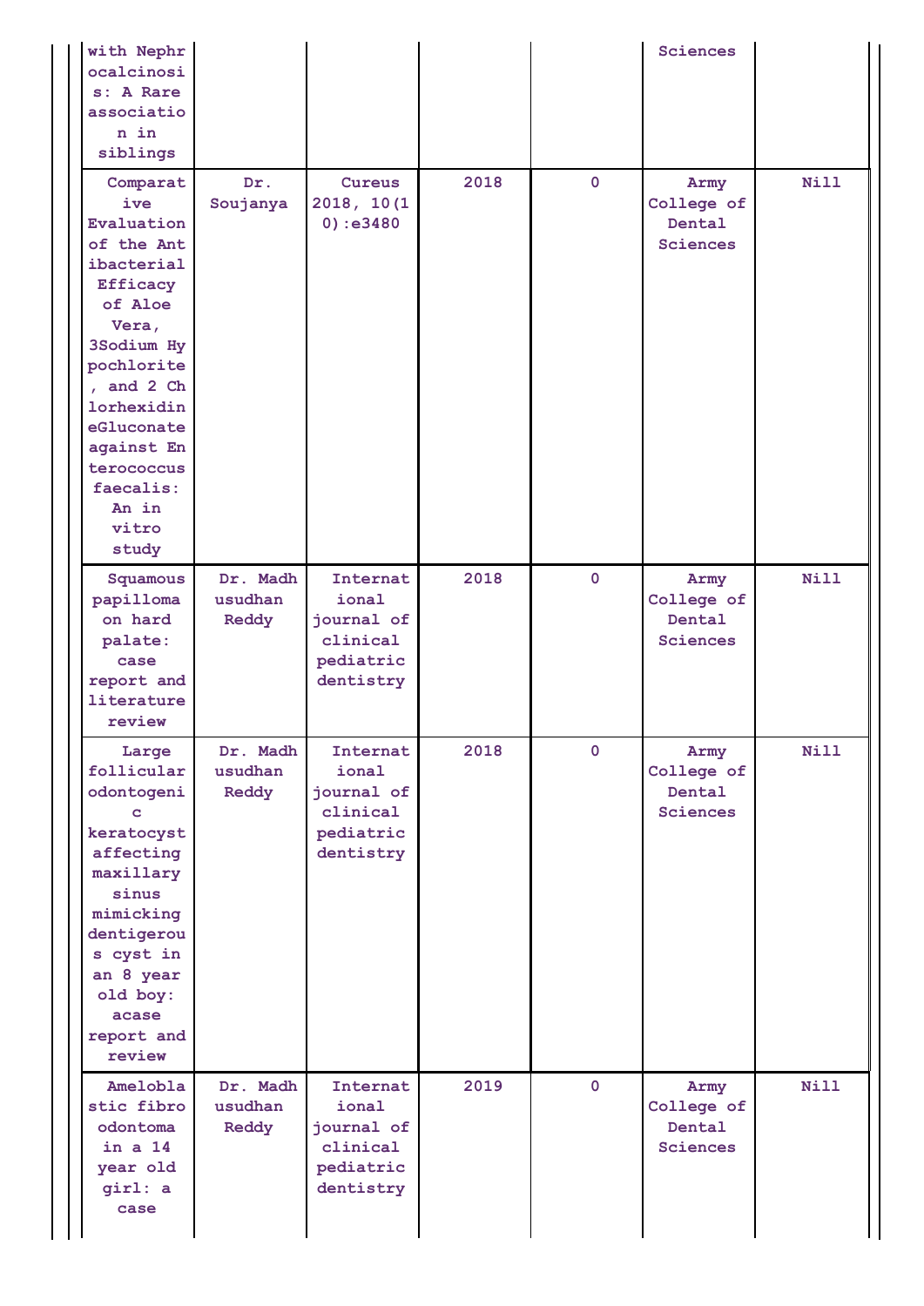| | | | | | | |
|---|---|---|---|---|---|---|
| with Nephrocalcinosis: A Rare association in siblings | | | | | Sciences | |
| Comparative Evaluation of the Antibacterial Efficacy of Aloe Vera, 3Sodium Hypochlorite, and 2 Chlorhexidine Gluconate against Enterococcus faecalis: An in vitro study | Dr. Soujanya | Cureus 2018, 10(10):e3480 | 2018 | 0 | Army College of Dental Sciences | Nill |
| Squamous papilloma on hard palate: case report and literature review | Dr. Madhusudhan Reddy | International journal of clinical pediatric dentistry | 2018 | 0 | Army College of Dental Sciences | Nill |
| Large follicular odontogenic keratocyst affecting maxillary sinus mimicking dentigerous cyst in an 8 year old boy: acase report and review | Dr. Madhusudhan Reddy | International journal of clinical pediatric dentistry | 2018 | 0 | Army College of Dental Sciences | Nill |
| Ameloblastic fibro odontoma in a 14 year old girl: a case | Dr. Madhusudhan Reddy | International journal of clinical pediatric dentistry | 2019 | 0 | Army College of Dental Sciences | Nill |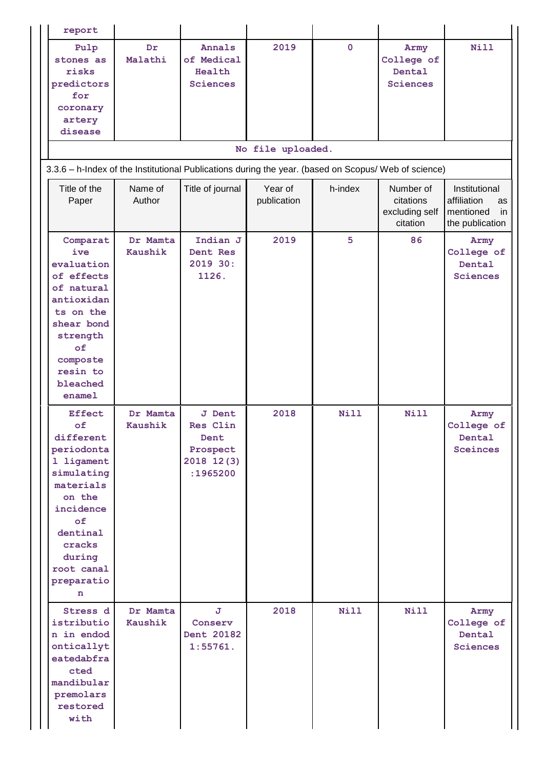| report | | | | | | |
|---|---|---|---|---|---|---|
| Pulp stones as risks predictors for coronary artery disease | Dr Malathi | Annals of Medical Health Sciences | 2019 | 0 | Army College of Dental Sciences | Nill |

No file uploaded.

3.3.6 – h-Index of the Institutional Publications during the year. (based on Scopus/ Web of science)

| Title of the Paper | Name of Author | Title of journal | Year of publication | h-index | Number of citations excluding self citation | Institutional affiliation as mentioned in the publication |
|---|---|---|---|---|---|---|
| Comparative evaluation of effects of natural antioxidants on the shear bond strength of composte resin to bleached enamel | Dr Mamta Kaushik | Indian J Dent Res 2019 30: 1126. | 2019 | 5 | 86 | Army College of Dental Sciences |
| Effect of different periodontal ligament simulating materials on the incidence of dentinal cracks during root canal preparation | Dr Mamta Kaushik | J Dent Res Clin Dent Prospect 2018 12(3) :1965200 | 2018 | Nill | Nill | Army College of Dental Sceinces |
| Stress distribution in endodonticallyteatedabfracted mandibular premolars restored with | Dr Mamta Kaushik | J Conserv Dent 20182 1:55761. | 2018 | Nill | Nill | Army College of Dental Sceinces |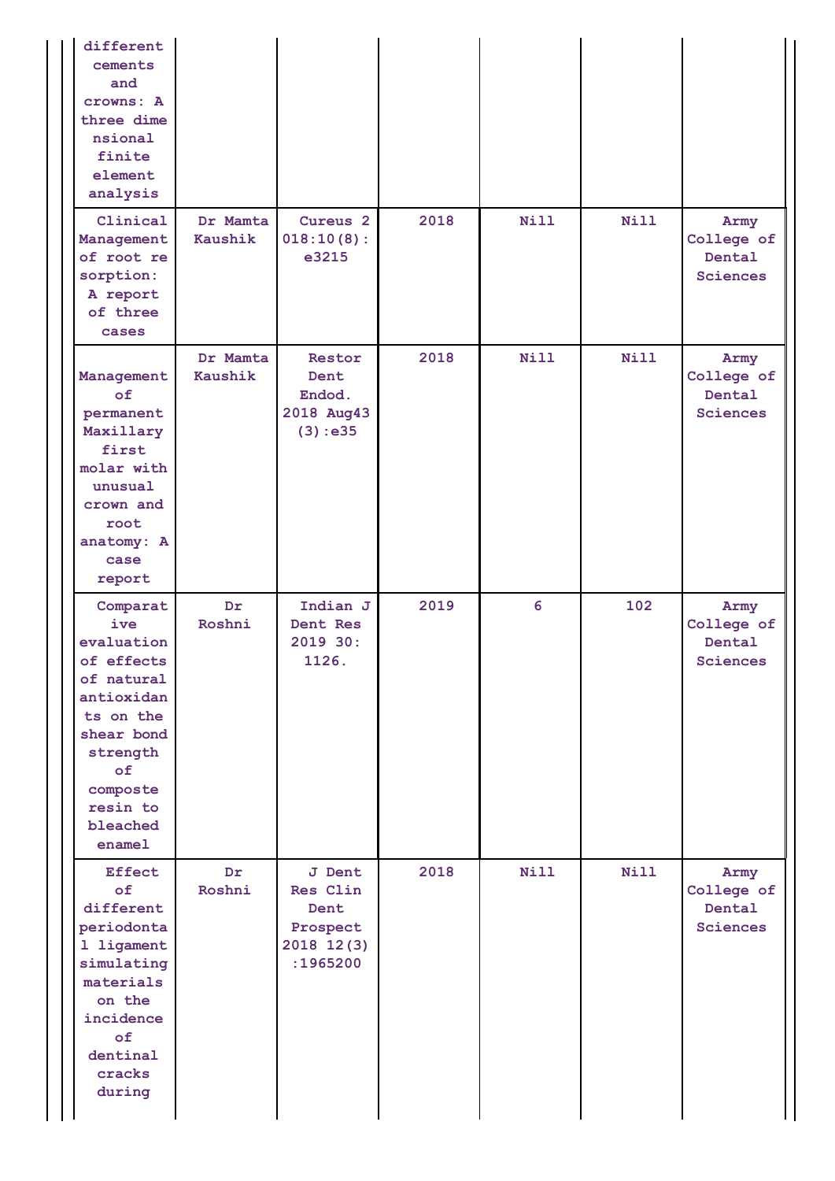| | | | | | | |
|---|---|---|---|---|---|---|
| different cements and crowns: A three dimensional finite element analysis | | | | | | |
| Clinical Management of root resorption: A report of three cases | Dr Mamta Kaushik | Cureus 2018:10(8): e3215 | 2018 | Nill | Nill | Army College of Dental Sciences |
| Management of permanent Maxillary first molar with unusual crown and root anatomy: A case report | Dr Mamta Kaushik | Restor Dent Endod. 2018 Aug43 (3):e35 | 2018 | Nill | Nill | Army College of Dental Sciences |
| Comparative evaluation of effects of natural antioxidants on the shear bond strength of composte resin to bleached enamel | Dr Roshni | Indian J Dent Res 2019 30: 1126. | 2019 | 6 | 102 | Army College of Dental Sciences |
| Effect of different periodontal ligament simulating materials on the incidence of dentinal cracks during | Dr Roshni | J Dent Res Clin Dent Prospect 2018 12(3) :1965200 | 2018 | Nill | Nill | Army College of Dental Sciences |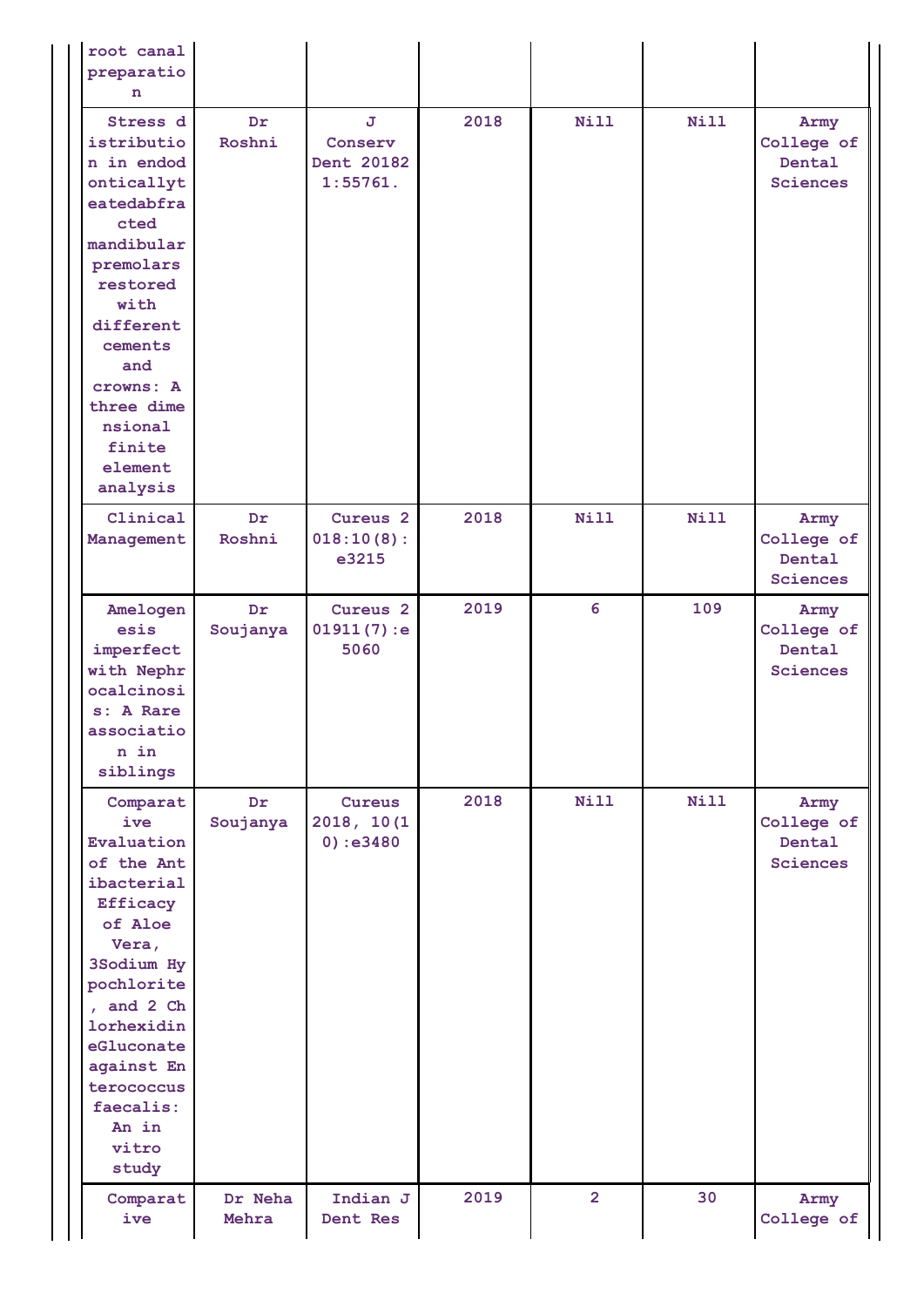| | | | | | | |
|---|---|---|---|---|---|---|
| root canal preparation | | | | | | |
| Stress distribution in endodonticallyteatedabfracted mandibular premolars restored with different cements and crowns: A three dimensional finite element analysis | Dr Roshni | J Conserv Dent 20182 1:55761. | 2018 | Nill | Nill | Army College of Dental Sciences |
| Clinical Management | Dr Roshni | Cureus 2018:10(8): e3215 | 2018 | Nill | Nill | Army College of Dental Sciences |
| Amelogenesis imperfect with Nephrocalcinosis: A Rare association in siblings | Dr Soujanya | Cureus 201911(7):e 5060 | 2019 | 6 | 109 | Army College of Dental Sciences |
| Comparative Evaluation of the Antibacterial Efficacy of Aloe Vera, 3Sodium Hypochlorite, and 2 Chlorhexidin eGluconate against Enterococcus faecalis: An in vitro study | Dr Soujanya | Cureus 2018, 10(10):e3480 | 2018 | Nill | Nill | Army College of Dental Sciences |
| Comparative | Dr Neha Mehra | Indian J Dent Res | 2019 | 2 | 30 | Army College of |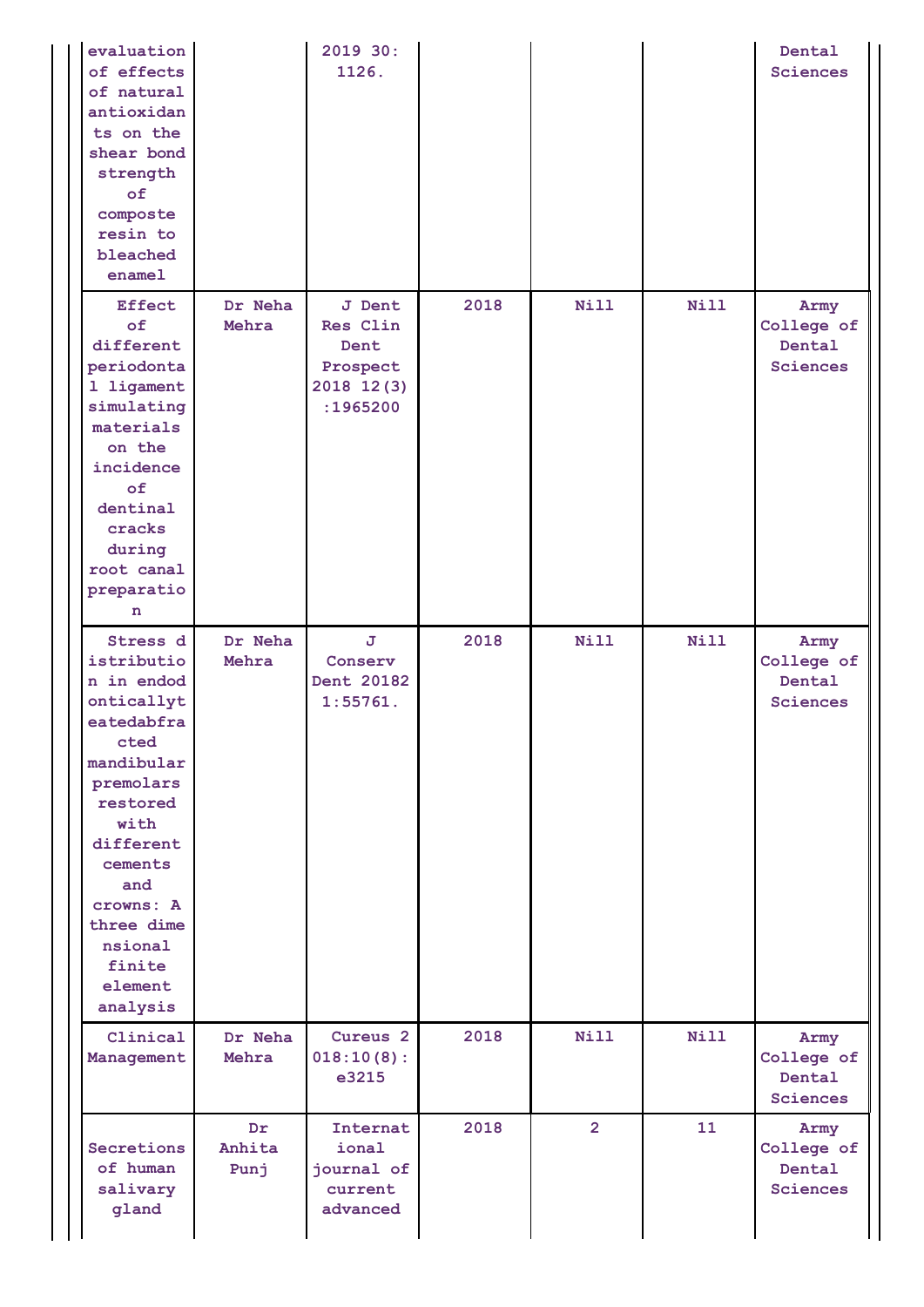| | | | | | | |
|---|---|---|---|---|---|---|
| evaluation of effects of natural antioxidants on the shear bond strength of composte resin to bleached enamel | | 2019 30: 1126. | | | | Dental Sciences |
| Effect of different periodontal ligament simulating materials on the incidence of dentinal cracks during root canal preparation | Dr Neha Mehra | J Dent Res Clin Dent Prospect 2018 12(3) :1965200 | 2018 | Nill | Nill | Army College of Dental Sciences |
| Stress distribution in endodonticallyteatedabfracted mandibular premolars restored with different cements and crowns: A three dimensional finite element analysis | Dr Neha Mehra | J Conserv Dent 20182 1:55761. | 2018 | Nill | Nill | Army College of Dental Sciences |
| Clinical Management | Dr Neha Mehra | Cureus 2018:10(8): e3215 | 2018 | Nill | Nill | Army College of Dental Sciences |
| Secretions of human salivary gland | Dr Anhita Punj | International journal of current advanced | 2018 | 2 | 11 | Army College of Dental Sciences |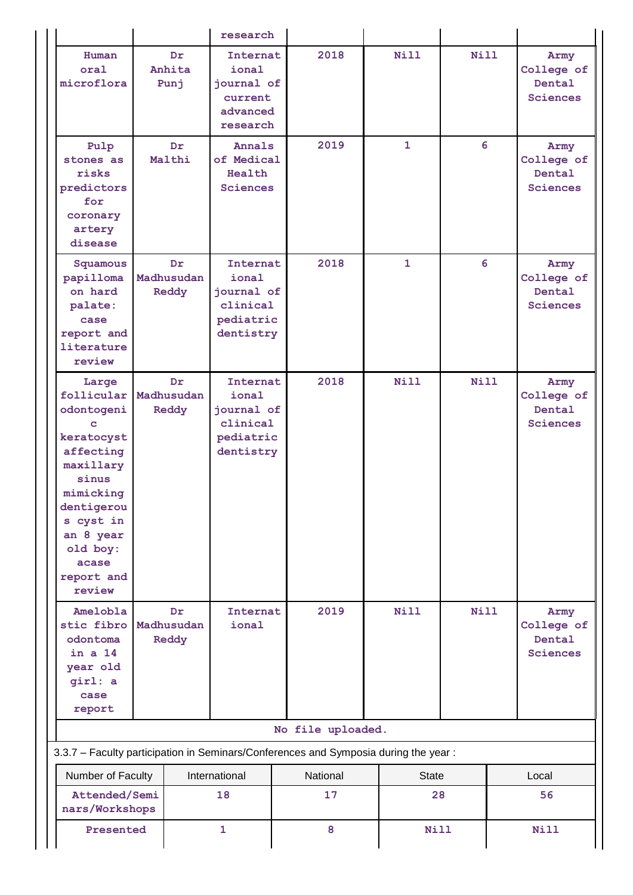| | | research | | | | |
|---|---|---|---|---|---|---|
| Human oral microflora | Dr Anhita Punj | International journal of current advanced research | 2018 | Nill | Nill | Army College of Dental Sciences |
| Pulp stones as risks predictors for coronary artery disease | Dr Malthi | Annals of Medical Health Sciences | 2019 | 1 | 6 | Army College of Dental Sciences |
| Squamous papilloma on hard palate: case report and literature review | Dr Madhusudan Reddy | International journal of clinical pediatric dentistry | 2018 | 1 | 6 | Army College of Dental Sciences |
| Large follicular odontogenic keratocyst affecting maxillary sinus mimicking dentigerous cyst in an 8 year old boy: acase report and review | Dr Madhusudan Reddy | International journal of clinical pediatric dentistry | 2018 | Nill | Nill | Army College of Dental Sciences |
| Ameloblastic fibro odontoma in a 14 year old girl: a case report | Dr Madhusudan Reddy | International | 2019 | Nill | Nill | Army College of Dental Sciences |

No file uploaded.

3.3.7 – Faculty participation in Seminars/Conferences and Symposia during the year :

| Number of Faculty | International | National | State | Local |
|---|---|---|---|---|
| Attended/Seminars/Workshops | 18 | 17 | 28 | 56 |
| Presented | 1 | 8 | Nill | Nill |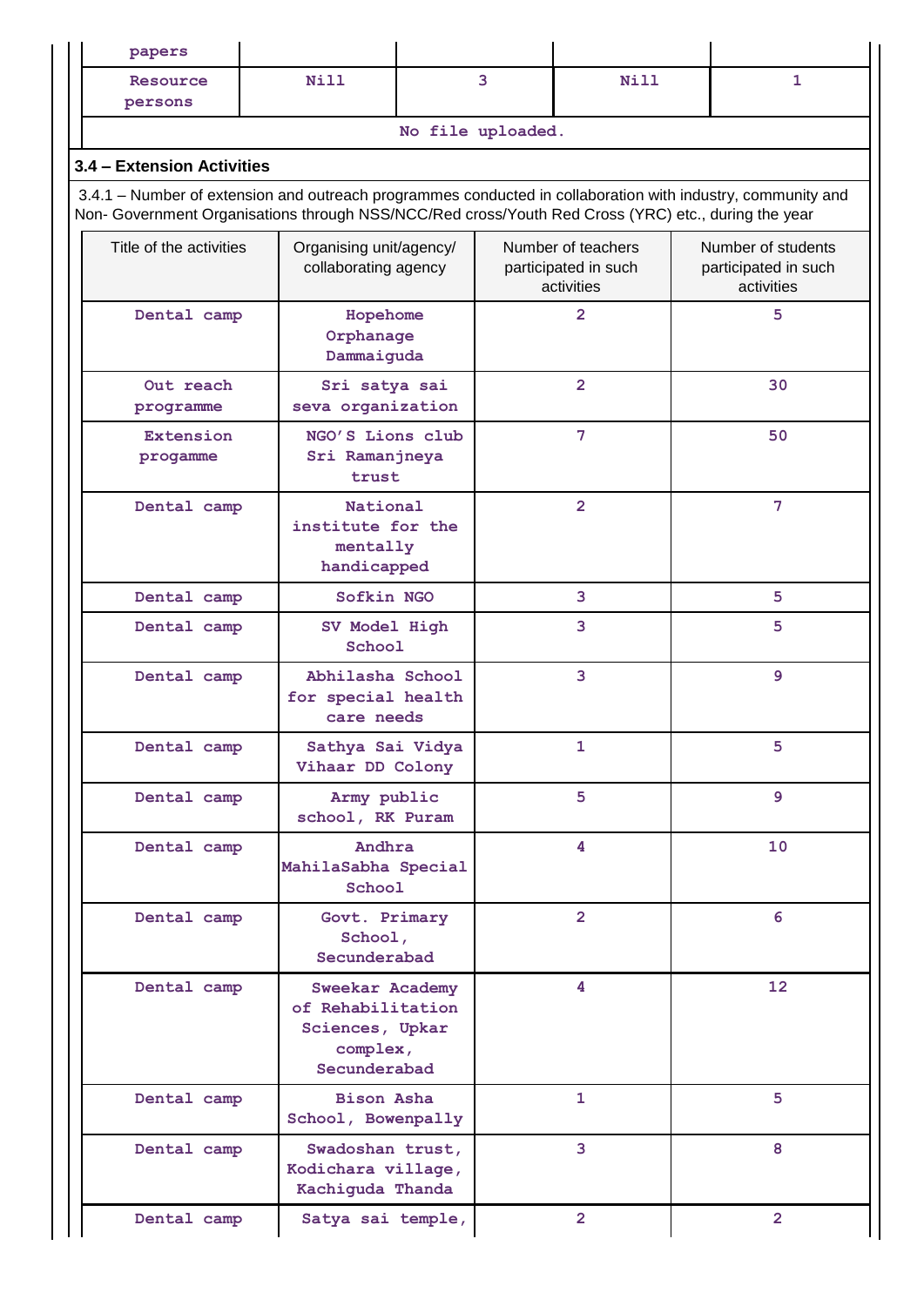| papers | | | | |
|---|---|---|---|---|
| Resource persons | Nill | 3 | Nill | 1 |

No file uploaded.

## 3.4 – Extension Activities

3.4.1 – Number of extension and outreach programmes conducted in collaboration with industry, community and Non- Government Organisations through NSS/NCC/Red cross/Youth Red Cross (YRC) etc., during the year

| Title of the activities | Organising unit/agency/ collaborating agency | Number of teachers participated in such activities | Number of students participated in such activities |
|---|---|---|---|
| Dental camp | Hopehome Orphanage Dammaiguda | 2 | 5 |
| Out reach programme | Sri satya sai seva organization | 2 | 30 |
| Extension progamme | NGO'S Lions club Sri Ramanjneya trust | 7 | 50 |
| Dental camp | National institute for the mentally handicapped | 2 | 7 |
| Dental camp | Sofkin NGO | 3 | 5 |
| Dental camp | SV Model High School | 3 | 5 |
| Dental camp | Abhilasha School for special health care needs | 3 | 9 |
| Dental camp | Sathya Sai Vidya Vihaar DD Colony | 1 | 5 |
| Dental camp | Army public school, RK Puram | 5 | 9 |
| Dental camp | Andhra MahilaSabha Special School | 4 | 10 |
| Dental camp | Govt. Primary School, Secunderabad | 2 | 6 |
| Dental camp | Sweekar Academy of Rehabilitation Sciences, Upkar complex, Secunderabad | 4 | 12 |
| Dental camp | Bison Asha School, Bowenpally | 1 | 5 |
| Dental camp | Swadoshan trust, Kodichara village, Kachiguda Thanda | 3 | 8 |
| Dental camp | Satya sai temple, | 2 | 2 |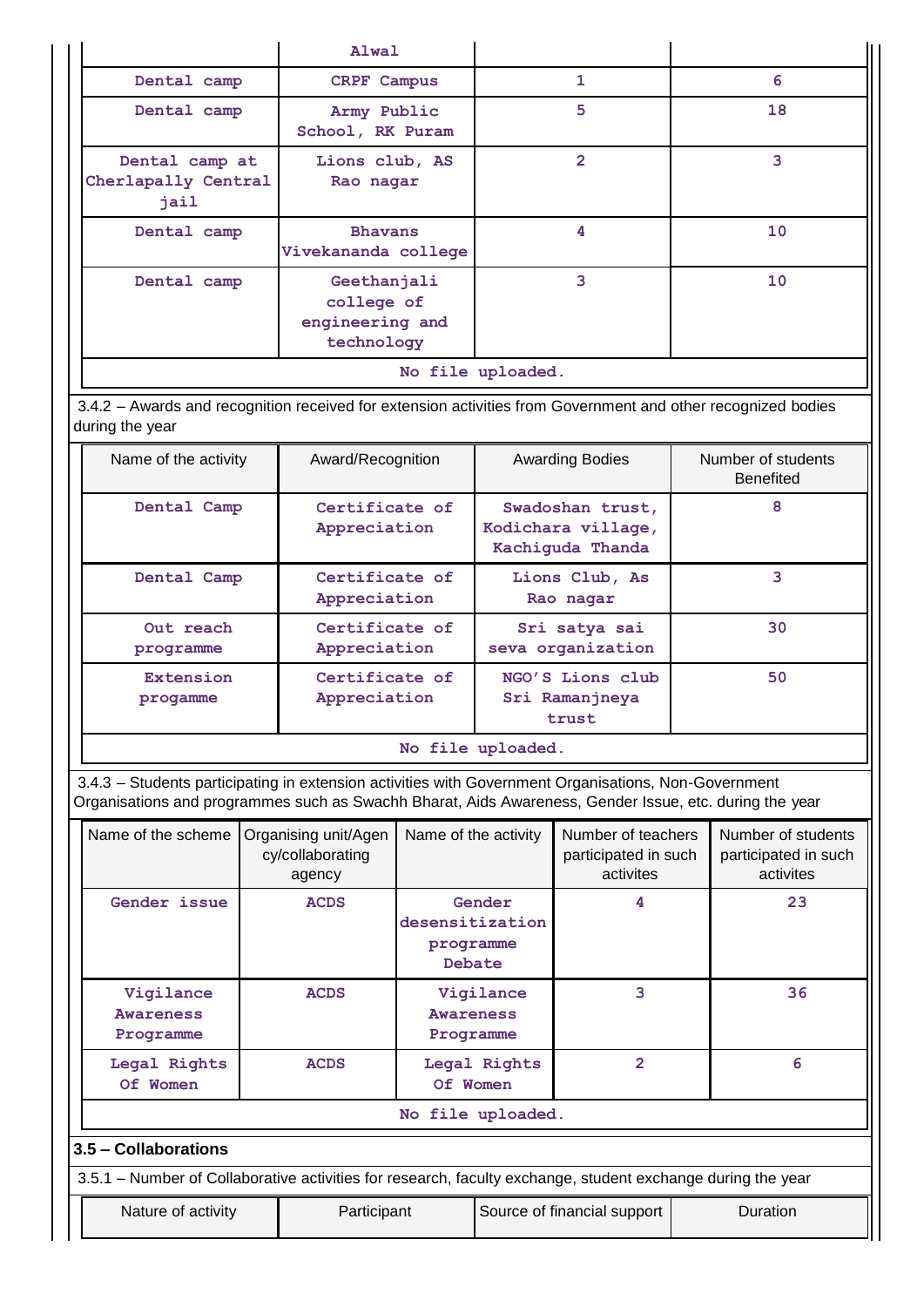| | Alwal | | |
|---|---|---|---|
| Dental camp | CRPF Campus | 1 | 6 |
| Dental camp | Army Public School, RK Puram | 5 | 18 |
| Dental camp at Cherlapally Central jail | Lions club, AS Rao nagar | 2 | 3 |
| Dental camp | Bhavans Vivekananda college | 4 | 10 |
| Dental camp | Geethanjali college of engineering and technology | 3 | 10 |

No file uploaded.

3.4.2 – Awards and recognition received for extension activities from Government and other recognized bodies during the year

| Name of the activity | Award/Recognition | Awarding Bodies | Number of students Benefited |
|---|---|---|---|
| Dental Camp | Certificate of Appreciation | Swadoshan trust, Kodichara village, Kachiguda Thanda | 8 |
| Dental Camp | Certificate of Appreciation | Lions Club, As Rao nagar | 3 |
| Out reach programme | Certificate of Appreciation | Sri satya sai seva organization | 30 |
| Extension progamme | Certificate of Appreciation | NGO'S Lions club Sri Ramanjneya trust | 50 |

No file uploaded.

3.4.3 – Students participating in extension activities with Government Organisations, Non-Government Organisations and programmes such as Swachh Bharat, Aids Awareness, Gender Issue, etc. during the year

| Name of the scheme | Organising unit/Agency/collaborating agency | Name of the activity | Number of teachers participated in such activites | Number of students participated in such activites |
|---|---|---|---|---|
| Gender issue | ACDS | Gender desensitization programme Debate | 4 | 23 |
| Vigilance Awareness Programme | ACDS | Vigilance Awareness Programme | 3 | 36 |
| Legal Rights Of Women | ACDS | Legal Rights Of Women | 2 | 6 |

No file uploaded.

### 3.5 – Collaborations

3.5.1 – Number of Collaborative activities for research, faculty exchange, student exchange during the year

| Nature of activity | Participant | Source of financial support | Duration |
|---|---|---|---|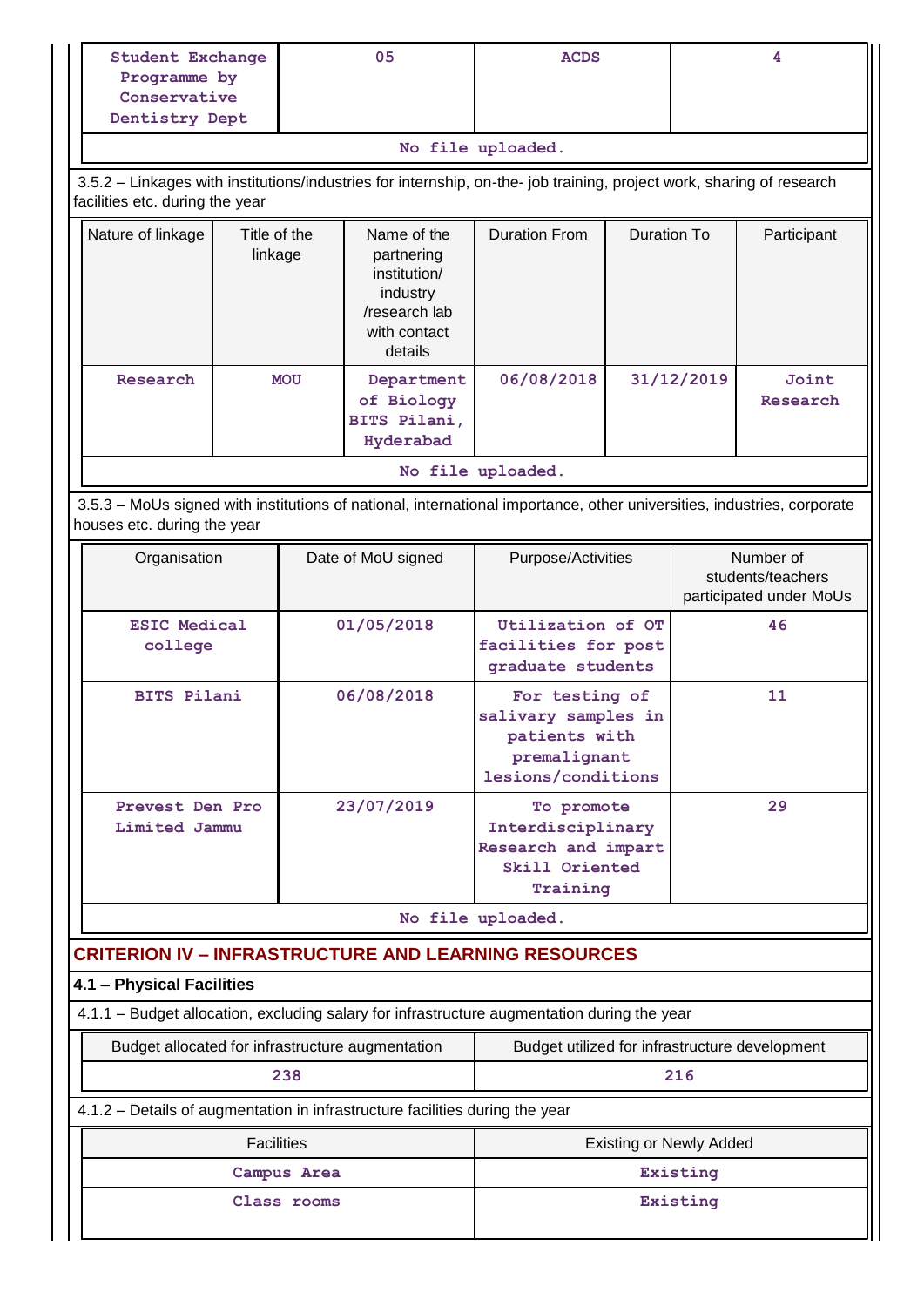| Student Exchange Programme by Conservative Dentistry Dept | 05 | ACDS | 4 |
|---|---|---|---|

No file uploaded.

3.5.2 – Linkages with institutions/industries for internship, on-the- job training, project work, sharing of research facilities etc. during the year

| Nature of linkage | Title of the linkage | Name of the partnering institution/ industry /research lab with contact details | Duration From | Duration To | Participant |
|---|---|---|---|---|---|
| Research | MOU | Department of Biology BITS Pilani, Hyderabad | 06/08/2018 | 31/12/2019 | Joint Research |

No file uploaded.

3.5.3 – MoUs signed with institutions of national, international importance, other universities, industries, corporate houses etc. during the year

| Organisation | Date of MoU signed | Purpose/Activities | Number of students/teachers participated under MoUs |
|---|---|---|---|
| ESIC Medical college | 01/05/2018 | Utilization of OT facilities for post graduate students | 46 |
| BITS Pilani | 06/08/2018 | For testing of salivary samples in patients with premalignant lesions/conditions | 11 |
| Prevest Den Pro Limited Jammu | 23/07/2019 | To promote Interdisciplinary Research and impart Skill Oriented Training | 29 |

No file uploaded.

## CRITERION IV – INFRASTRUCTURE AND LEARNING RESOURCES

### 4.1 – Physical Facilities

4.1.1 – Budget allocation, excluding salary for infrastructure augmentation during the year

| Budget allocated for infrastructure augmentation | Budget utilized for infrastructure development |
|---|---|
| 238 | 216 |

4.1.2 – Details of augmentation in infrastructure facilities during the year

| Facilities | Existing or Newly Added |
|---|---|
| Campus Area | Existing |
| Class rooms | Existing |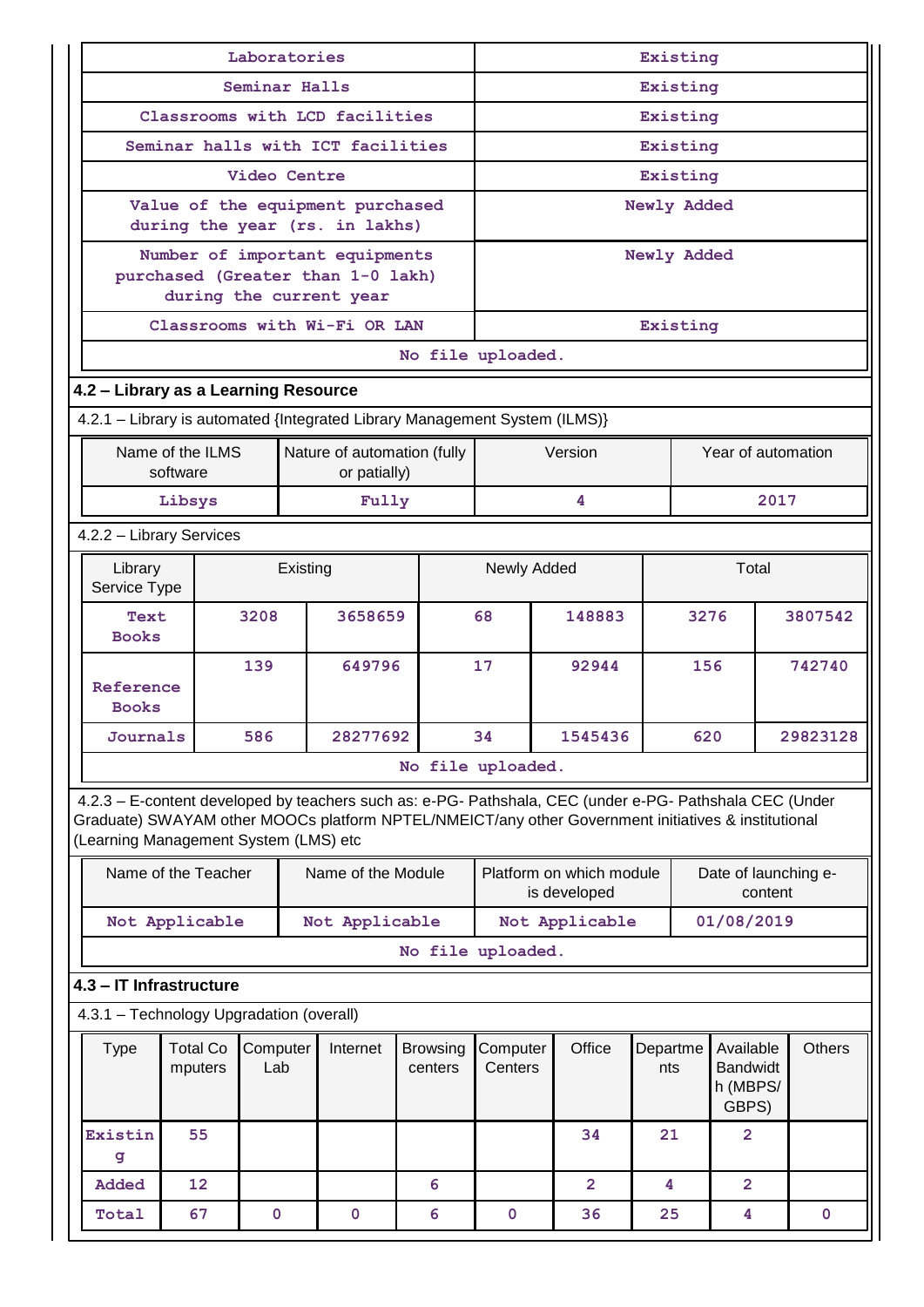| Laboratories | Existing |
|---|---|
| Seminar Halls | Existing |
| Classrooms with LCD facilities | Existing |
| Seminar halls with ICT facilities | Existing |
| Video Centre | Existing |
| Value of the equipment purchased during the year (rs. in lakhs) | Newly Added |
| Number of important equipments purchased (Greater than 1-0 lakh) during the current year | Newly Added |
| Classrooms with Wi-Fi OR LAN | Existing |
| No file uploaded. | |

## 4.2 – Library as a Learning Resource

4.2.1 – Library is automated {Integrated Library Management System (ILMS)}

| Name of the ILMS software | Nature of automation (fully or patially) | Version | Year of automation |
|---|---|---|---|
| Libsys | Fully | 4 | 2017 |

4.2.2 – Library Services

| Library Service Type | Existing | | Newly Added | | Total | |
|---|---|---|---|---|---|---|
| Text Books | 3208 | 3658659 | 68 | 148883 | 3276 | 3807542 |
| Reference Books | 139 | 649796 | 17 | 92944 | 156 | 742740 |
| Journals | 586 | 28277692 | 34 | 1545436 | 620 | 29823128 |
| No file uploaded. | | | | | | |

4.2.3 – E-content developed by teachers such as: e-PG- Pathshala, CEC (under e-PG- Pathshala CEC (Under Graduate) SWAYAM other MOOCs platform NPTEL/NMEICT/any other Government initiatives & institutional (Learning Management System (LMS) etc

| Name of the Teacher | Name of the Module | Platform on which module is developed | Date of launching e-content |
|---|---|---|---|
| Not Applicable | Not Applicable | Not Applicable | 01/08/2019 |
| No file uploaded. | | | |

## 4.3 – IT Infrastructure

4.3.1 – Technology Upgradation (overall)

| Type | Total Computers | Computer Lab | Internet | Browsing centers | Computer Centers | Office | Departments | Available Bandwidth (MBPS/ GBPS) | Others |
|---|---|---|---|---|---|---|---|---|---|
| Existing | 55 | | | | | 34 | 21 | 2 | |
| Added | 12 | | | 6 | | 2 | 4 | 2 | |
| Total | 67 | 0 | 0 | 6 | 0 | 36 | 25 | 4 | 0 |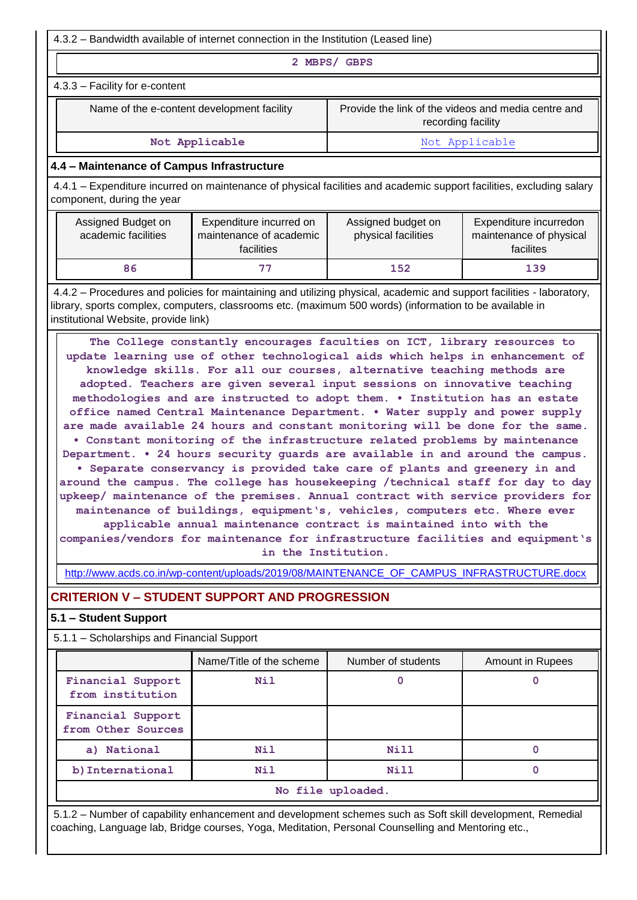4.3.2 – Bandwidth available of internet connection in the Institution (Leased line)

2 MBPS/ GBPS

4.3.3 – Facility for e-content

| Name of the e-content development facility | Provide the link of the videos and media centre and recording facility |
|---|---|
| Not Applicable | Not Applicable |

## 4.4 – Maintenance of Campus Infrastructure

4.4.1 – Expenditure incurred on maintenance of physical facilities and academic support facilities, excluding salary component, during the year

| Assigned Budget on academic facilities | Expenditure incurred on maintenance of academic facilities | Assigned budget on physical facilities | Expenditure incurredon maintenance of physical facilites |
|---|---|---|---|
| 86 | 77 | 152 | 139 |

4.4.2 – Procedures and policies for maintaining and utilizing physical, academic and support facilities - laboratory, library, sports complex, computers, classrooms etc. (maximum 500 words) (information to be available in institutional Website, provide link)

The College constantly encourages faculties on ICT, library resources to update learning use of other technological aids which helps in enhancement of knowledge skills. For all our courses, alternative teaching methods are adopted. Teachers are given several input sessions on innovative teaching methodologies and are instructed to adopt them. • Institution has an estate office named Central Maintenance Department. • Water supply and power supply are made available 24 hours and constant monitoring will be done for the same. • Constant monitoring of the infrastructure related problems by maintenance Department. • 24 hours security guards are available in and around the campus. • Separate conservancy is provided take care of plants and greenery in and around the campus. The college has housekeeping /technical staff for day to day upkeep/ maintenance of the premises. Annual contract with service providers for maintenance of buildings, equipment's, vehicles, computers etc. Where ever applicable annual maintenance contract is maintained into with the companies/vendors for maintenance for infrastructure facilities and equipment's in the Institution.

http://www.acds.co.in/wp-content/uploads/2019/08/MAINTENANCE_OF_CAMPUS_INFRASTRUCTURE.docx

# CRITERION V – STUDENT SUPPORT AND PROGRESSION

## 5.1 – Student Support

5.1.1 – Scholarships and Financial Support

| | Name/Title of the scheme | Number of students | Amount in Rupees |
|---|---|---|---|
| Financial Support from institution | Nil | 0 | 0 |
| Financial Support from Other Sources | | | |
| a) National | Nil | Nill | 0 |
| b) International | Nil | Nill | 0 |

No file uploaded.

5.1.2 – Number of capability enhancement and development schemes such as Soft skill development, Remedial coaching, Language lab, Bridge courses, Yoga, Meditation, Personal Counselling and Mentoring etc.,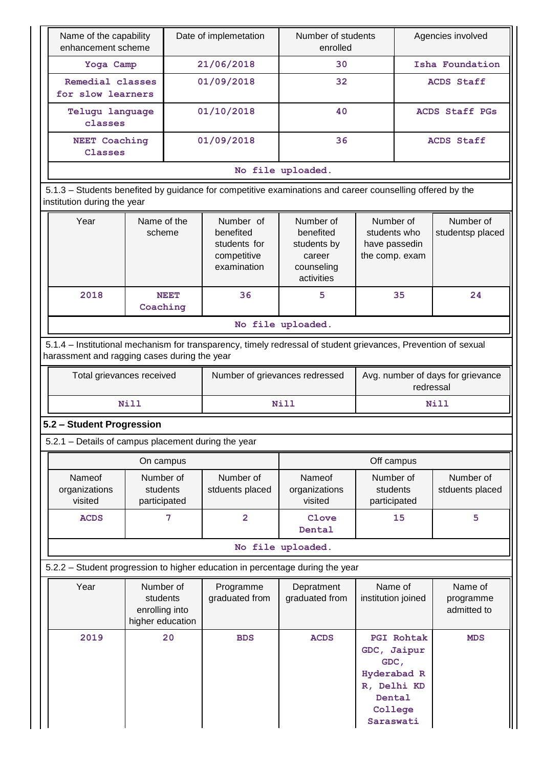| Name of the capability enhancement scheme | Date of implemetation | Number of students enrolled | Agencies involved |
|---|---|---|---|
| Yoga Camp | 21/06/2018 | 30 | Isha Foundation |
| Remedial classes for slow learners | 01/09/2018 | 32 | ACDS Staff |
| Telugu language classes | 01/10/2018 | 40 | ACDS Staff PGs |
| NEET Coaching Classes | 01/09/2018 | 36 | ACDS Staff |
| No file uploaded. | | | |

5.1.3 – Students benefited by guidance for competitive examinations and career counselling offered by the institution during the year

| Year | Name of the scheme | Number of benefited students for competitive examination | Number of benefited students by career counseling activities | Number of students who have passedin the comp. exam | Number of studentsp placed |
|---|---|---|---|---|---|
| 2018 | NEET Coaching | 36 | 5 | 35 | 24 |
| No file uploaded. | | | | | |

5.1.4 – Institutional mechanism for transparency, timely redressal of student grievances, Prevention of sexual harassment and ragging cases during the year

| Total grievances received | Number of grievances redressed | Avg. number of days for grievance redressal |
|---|---|---|
| Nill | Nill | Nill |

## 5.2 – Student Progression

5.2.1 – Details of campus placement during the year

| On campus | | | Off campus | | |
|---|---|---|---|---|---|
| Nameof organizations visited | Number of students participated | Number of stduents placed | Nameof organizations visited | Number of students participated | Number of stduents placed |
| ACDS | 7 | 2 | Clove Dental | 15 | 5 |
| No file uploaded. | | | | | |

5.2.2 – Student progression to higher education in percentage during the year

| Year | Number of students enrolling into higher education | Programme graduated from | Depratment graduated from | Name of institution joined | Name of programme admitted to |
|---|---|---|---|---|---|
| 2019 | 20 | BDS | ACDS | PGI Rohtak GDC, Jaipur GDC, Hyderabad R R, Delhi KD Dental College Saraswati | MDS |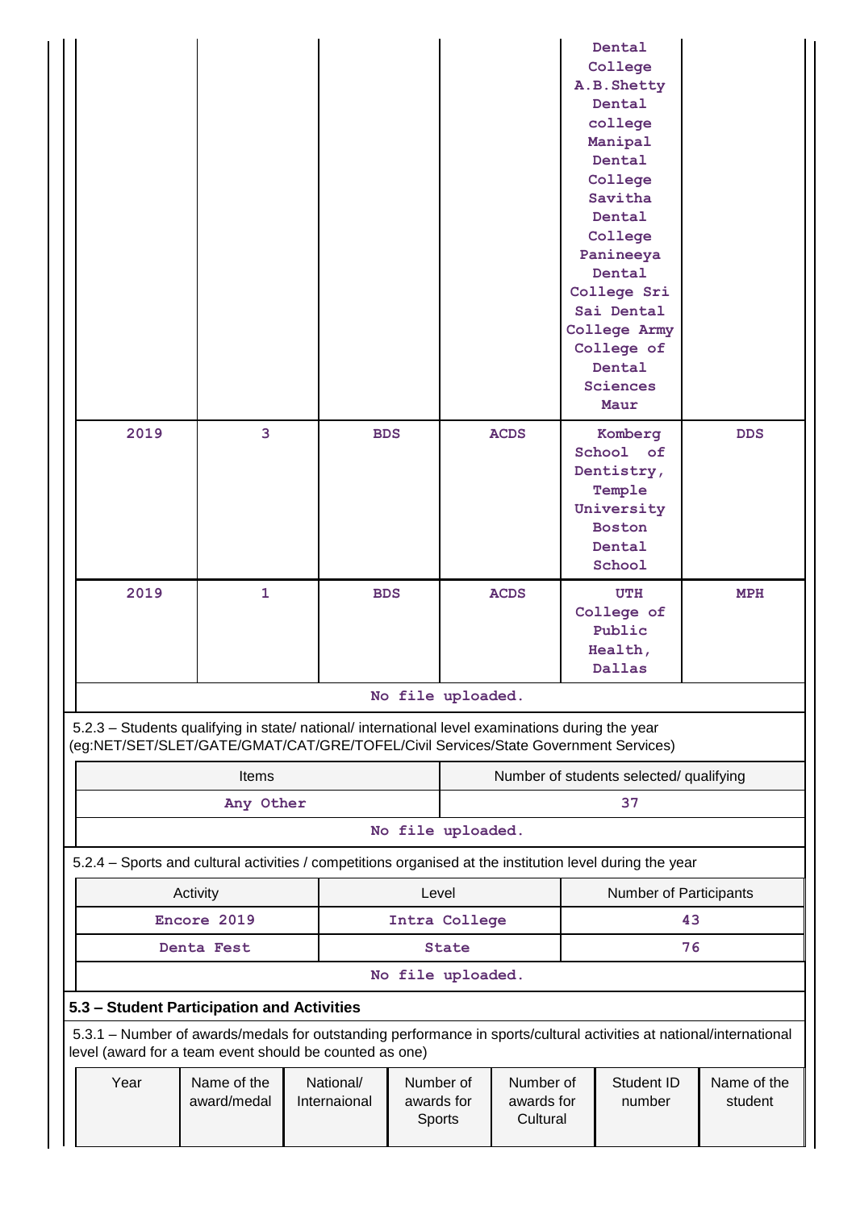| | | | | | |
|---|---|---|---|---|---|
| | | | | Dental College A.B.Shetty Dental college Manipal Dental College Savitha Dental College Panineeya Dental College Sri Sai Dental College Army College of Dental Sciences Maur | |
| 2019 | 3 | BDS | ACDS | Komberg School of Dentistry, Temple University Boston Dental School | DDS |
| 2019 | 1 | BDS | ACDS | UTH College of Public Health, Dallas | MPH |

No file uploaded.

5.2.3 – Students qualifying in state/ national/ international level examinations during the year (eg:NET/SET/SLET/GATE/GMAT/CAT/GRE/TOFEL/Civil Services/State Government Services)

| Items | Number of students selected/ qualifying |
|---|---|
| Any Other | 37 |

No file uploaded.

5.2.4 – Sports and cultural activities / competitions organised at the institution level during the year

| Activity | Level | Number of Participants |
|---|---|---|
| Encore 2019 | Intra College | 43 |
| Denta Fest | State | 76 |

No file uploaded.

### 5.3 – Student Participation and Activities

5.3.1 – Number of awards/medals for outstanding performance in sports/cultural activities at national/international level (award for a team event should be counted as one)

| Year | Name of the award/medal | National/ Internaional | Number of awards for Sports | Number of awards for Cultural | Student ID number | Name of the student |
|---|---|---|---|---|---|---|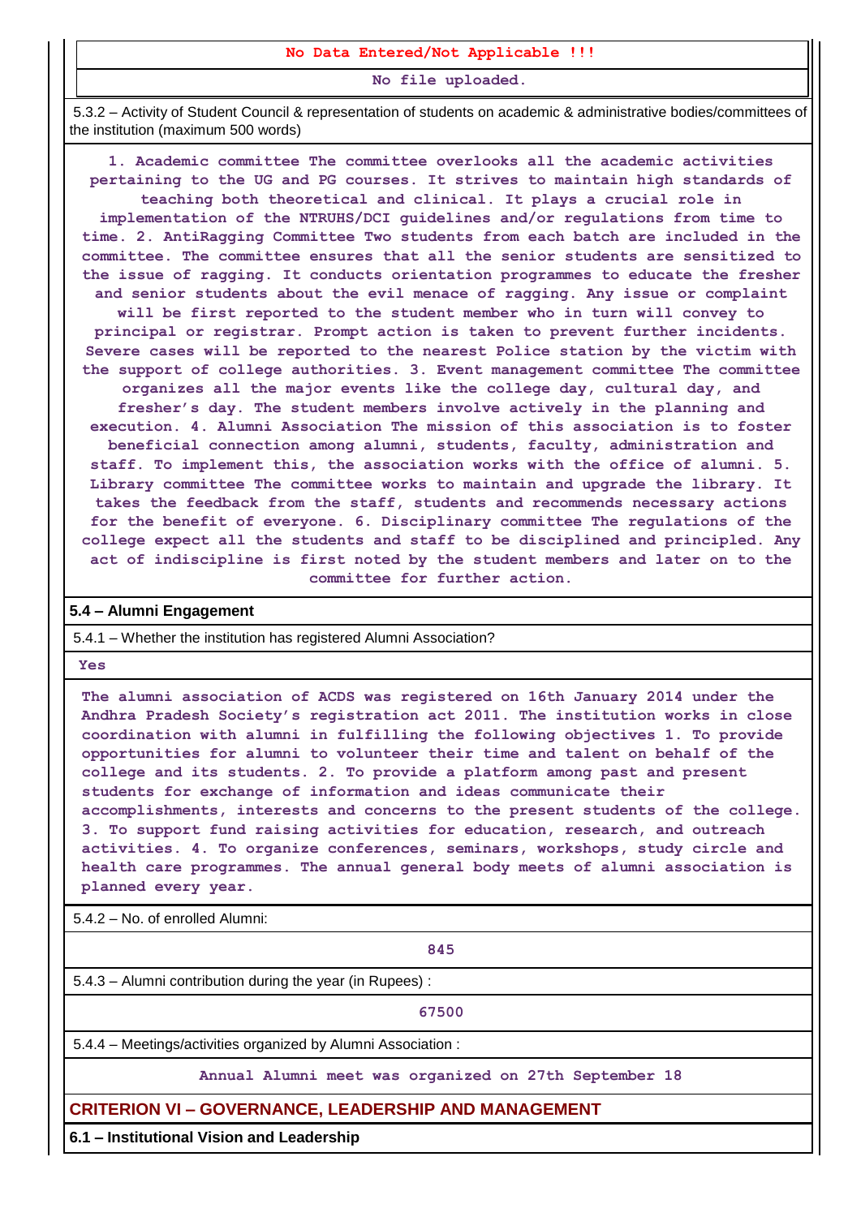**No Data Entered/Not Applicable !!!**

**No file uploaded.**

5.3.2 – Activity of Student Council & representation of students on academic & administrative bodies/committees of the institution (maximum 500 words)

1. Academic committee The committee overlooks all the academic activities pertaining to the UG and PG courses. It strives to maintain high standards of teaching both theoretical and clinical. It plays a crucial role in implementation of the NTRUHS/DCI guidelines and/or regulations from time to time. 2. AntiRagging Committee Two students from each batch are included in the committee. The committee ensures that all the senior students are sensitized to the issue of ragging. It conducts orientation programmes to educate the fresher and senior students about the evil menace of ragging. Any issue or complaint will be first reported to the student member who in turn will convey to principal or registrar. Prompt action is taken to prevent further incidents. Severe cases will be reported to the nearest Police station by the victim with the support of college authorities. 3. Event management committee The committee organizes all the major events like the college day, cultural day, and fresher's day. The student members involve actively in the planning and execution. 4. Alumni Association The mission of this association is to foster beneficial connection among alumni, students, faculty, administration and staff. To implement this, the association works with the office of alumni. 5. Library committee The committee works to maintain and upgrade the library. It takes the feedback from the staff, students and recommends necessary actions for the benefit of everyone. 6. Disciplinary committee The regulations of the college expect all the students and staff to be disciplined and principled. Any act of indiscipline is first noted by the student members and later on to the committee for further action.

## 5.4 – Alumni Engagement

5.4.1 – Whether the institution has registered Alumni Association?

Yes

The alumni association of ACDS was registered on 16th January 2014 under the Andhra Pradesh Society's registration act 2011. The institution works in close coordination with alumni in fulfilling the following objectives 1. To provide opportunities for alumni to volunteer their time and talent on behalf of the college and its students. 2. To provide a platform among past and present students for exchange of information and ideas communicate their accomplishments, interests and concerns to the present students of the college. 3. To support fund raising activities for education, research, and outreach activities. 4. To organize conferences, seminars, workshops, study circle and health care programmes. The annual general body meets of alumni association is planned every year.

5.4.2 – No. of enrolled Alumni:

845

5.4.3 – Alumni contribution during the year (in Rupees) :

67500

5.4.4 – Meetings/activities organized by Alumni Association :

Annual Alumni meet was organized on 27th September 18

# CRITERION VI – GOVERNANCE, LEADERSHIP AND MANAGEMENT

## 6.1 – Institutional Vision and Leadership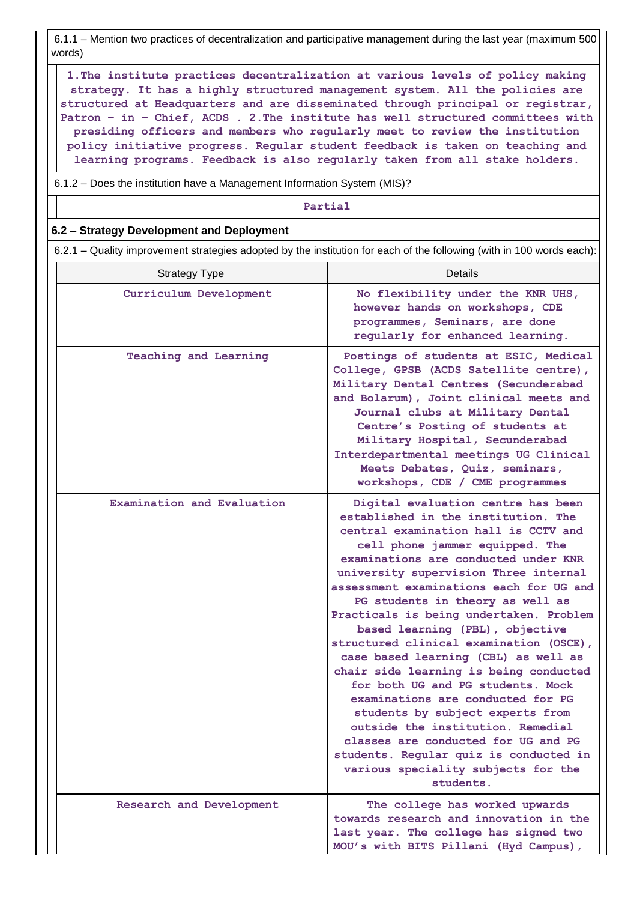6.1.1 – Mention two practices of decentralization and participative management during the last year (maximum 500 words)

1.The institute practices decentralization at various levels of policy making strategy. It has a highly structured management system. All the policies are structured at Headquarters and are disseminated through principal or registrar, Patron – in – Chief, ACDS . 2.The institute has well structured committees with presiding officers and members who regularly meet to review the institution policy initiative progress. Regular student feedback is taken on teaching and learning programs. Feedback is also regularly taken from all stake holders.

6.1.2 – Does the institution have a Management Information System (MIS)?

Partial

## 6.2 – Strategy Development and Deployment

6.2.1 – Quality improvement strategies adopted by the institution for each of the following (with in 100 words each):

| Strategy Type | Details |
|---|---|
| Curriculum Development | No flexibility under the KNR UHS, however hands on workshops, CDE programmes, Seminars, are done regularly for enhanced learning. |
| Teaching and Learning | Postings of students at ESIC, Medical College, GPSB (ACDS Satellite centre), Military Dental Centres (Secunderabad and Bolarum), Joint clinical meets and Journal clubs at Military Dental Centre's Posting of students at Military Hospital, Secunderabad Interdepartmental meetings UG Clinical Meets Debates, Quiz, seminars, workshops, CDE / CME programmes |
| Examination and Evaluation | Digital evaluation centre has been established in the institution. The central examination hall is CCTV and cell phone jammer equipped. The examinations are conducted under KNR university supervision Three internal assessment examinations each for UG and PG students in theory as well as Practicals is being undertaken. Problem based learning (PBL), objective structured clinical examination (OSCE), case based learning (CBL) as well as chair side learning is being conducted for both UG and PG students. Mock examinations are conducted for PG students by subject experts from outside the institution. Remedial classes are conducted for UG and PG students. Regular quiz is conducted in various speciality subjects for the students. |
| Research and Development | The college has worked upwards towards research and innovation in the last year. The college has signed two MOU's with BITS Pillani (Hyd Campus), |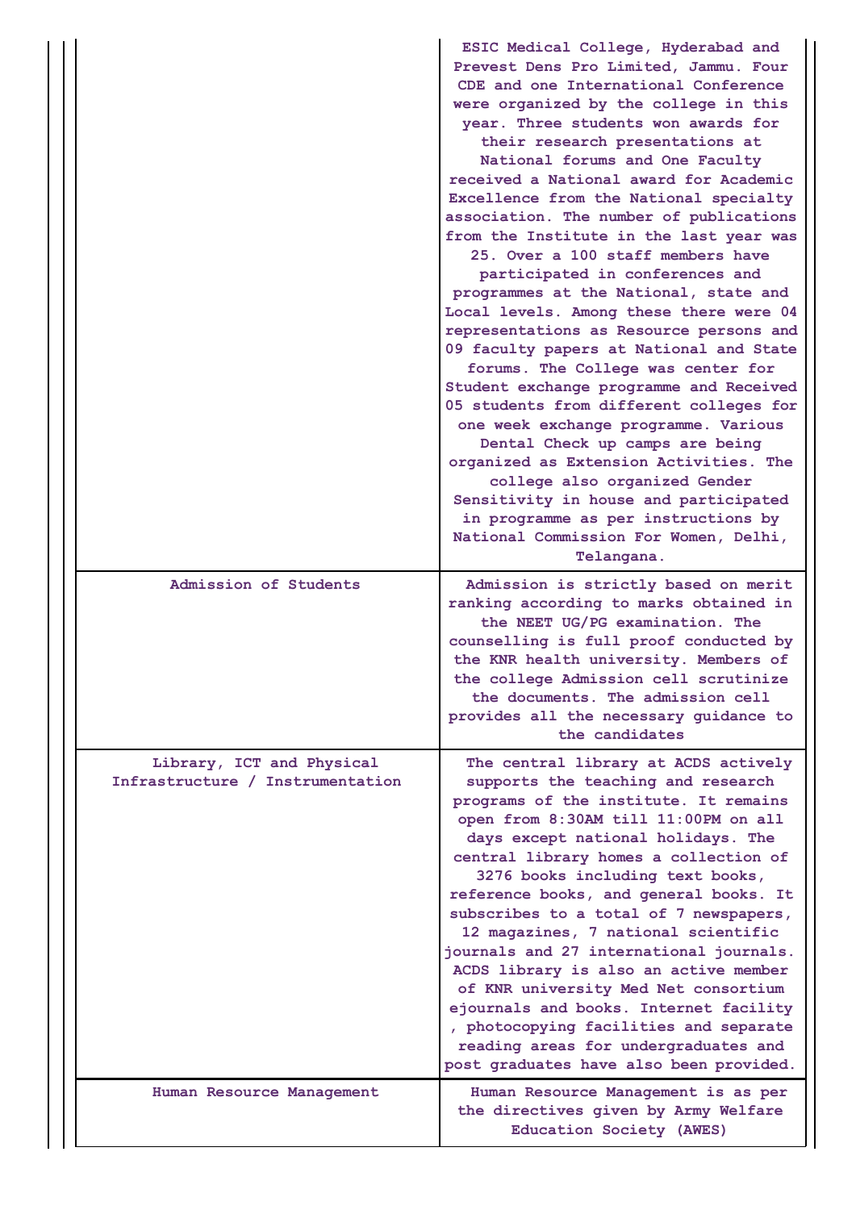| | |
|---|---|
| | ESIC Medical College, Hyderabad and Prevest Dens Pro Limited, Jammu. Four CDE and one International Conference were organized by the college in this year. Three students won awards for their research presentations at National forums and One Faculty received a National award for Academic Excellence from the National specialty association. The number of publications from the Institute in the last year was 25. Over a 100 staff members have participated in conferences and programmes at the National, state and Local levels. Among these there were 04 representations as Resource persons and 09 faculty papers at National and State forums. The College was center for Student exchange programme and Received 05 students from different colleges for one week exchange programme. Various Dental Check up camps are being organized as Extension Activities. The college also organized Gender Sensitivity in house and participated in programme as per instructions by National Commission For Women, Delhi, Telangana. |
| Admission of Students | Admission is strictly based on merit ranking according to marks obtained in the NEET UG/PG examination. The counselling is full proof conducted by the KNR health university. Members of the college Admission cell scrutinize the documents. The admission cell provides all the necessary guidance to the candidates |
| Library, ICT and Physical Infrastructure / Instrumentation | The central library at ACDS actively supports the teaching and research programs of the institute. It remains open from 8:30AM till 11:00PM on all days except national holidays. The central library homes a collection of 3276 books including text books, reference books, and general books. It subscribes to a total of 7 newspapers, 12 magazines, 7 national scientific journals and 27 international journals. ACDS library is also an active member of KNR university Med Net consortium ejournals and books. Internet facility , photocopying facilities and separate reading areas for undergraduates and post graduates have also been provided. |
| Human Resource Management | Human Resource Management is as per the directives given by Army Welfare Education Society (AWES) |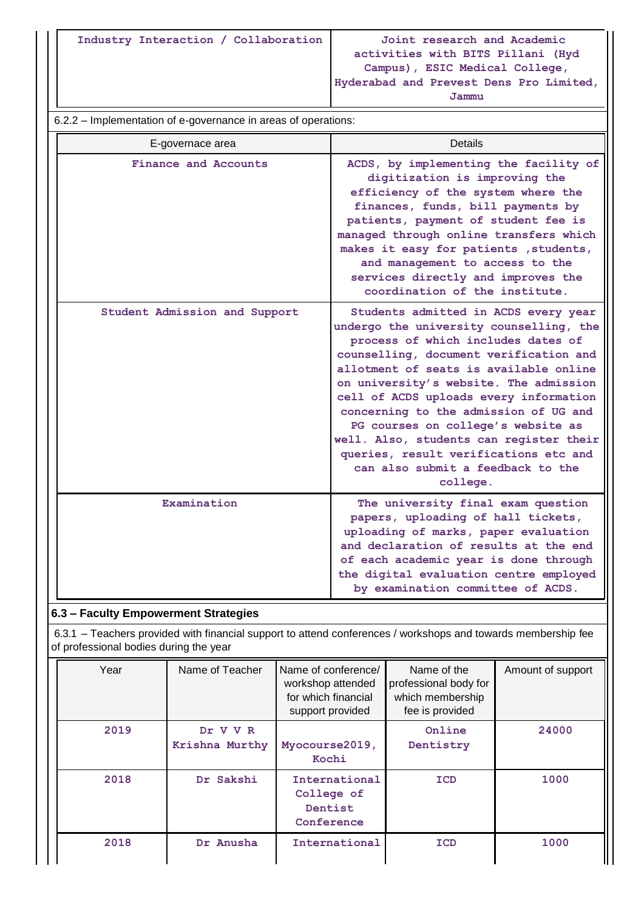| Industry Interaction / Collaboration | Joint research and Academic activities with BITS Pillani (Hyd Campus), ESIC Medical College, Hyderabad and Prevest Dens Pro Limited, Jammu |
|---|---|

6.2.2 – Implementation of e-governance in areas of operations:

| E-governace area | Details |
|---|---|
| Finance and Accounts | ACDS, by implementing the facility of digitization is improving the efficiency of the system where the finances, funds, bill payments by patients, payment of student fee is managed through online transfers which makes it easy for patients ,students, and management to access to the services directly and improves the coordination of the institute. |
| Student Admission and Support | Students admitted in ACDS every year undergo the university counselling, the process of which includes dates of counselling, document verification and allotment of seats is available online on university's website. The admission cell of ACDS uploads every information concerning to the admission of UG and PG courses on college's website as well. Also, students can register their queries, result verifications etc and can also submit a feedback to the college. |
| Examination | The university final exam question papers, uploading of hall tickets, uploading of marks, paper evaluation and declaration of results at the end of each academic year is done through the digital evaluation centre employed by examination committee of ACDS. |

## 6.3 – Faculty Empowerment Strategies

6.3.1 – Teachers provided with financial support to attend conferences / workshops and towards membership fee of professional bodies during the year

| Year | Name of Teacher | Name of conference/ workshop attended for which financial support provided | Name of the professional body for which membership fee is provided | Amount of support |
|---|---|---|---|---|
| 2019 | Dr V V R Krishna Murthy | Myocourse2019, Kochi | Online Dentistry | 24000 |
| 2018 | Dr Sakshi | International College of Dentist Conference | ICD | 1000 |
| 2018 | Dr Anusha | International | ICD | 1000 |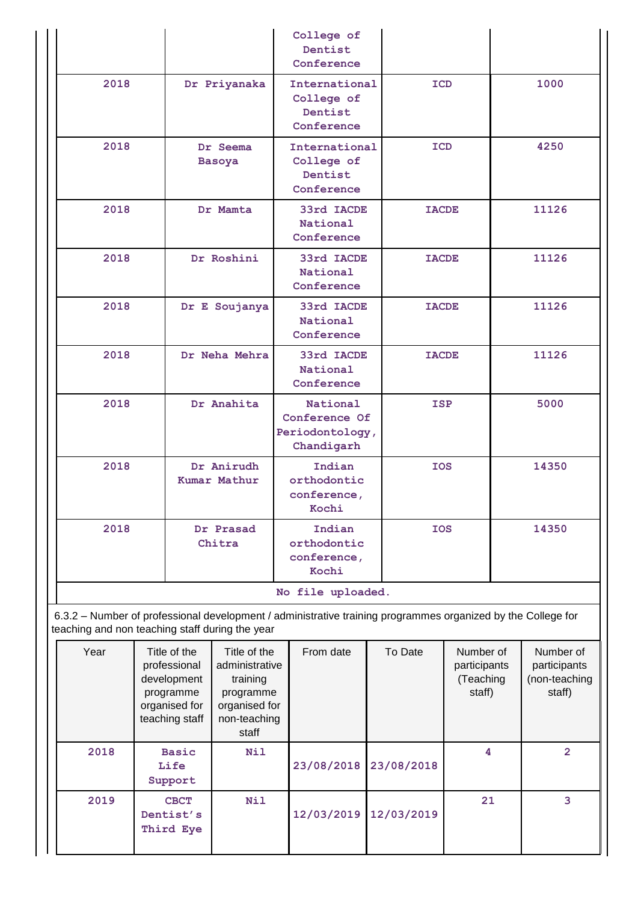| | | College of Dentist Conference | | |
|---|---|---|---|---|
| 2018 | Dr Priyanaka | International College of Dentist Conference | ICD | 1000 |
| 2018 | Dr Seema Basoya | International College of Dentist Conference | ICD | 4250 |
| 2018 | Dr Mamta | 33rd IACDE National Conference | IACDE | 11126 |
| 2018 | Dr Roshini | 33rd IACDE National Conference | IACDE | 11126 |
| 2018 | Dr E Soujanya | 33rd IACDE National Conference | IACDE | 11126 |
| 2018 | Dr Neha Mehra | 33rd IACDE National Conference | IACDE | 11126 |
| 2018 | Dr Anahita | National Conference Of Periodontology, Chandigarh | ISP | 5000 |
| 2018 | Dr Anirudh Kumar Mathur | Indian orthodontic conference, Kochi | IOS | 14350 |
| 2018 | Dr Prasad Chitra | Indian orthodontic conference, Kochi | IOS | 14350 |

No file uploaded.

6.3.2 – Number of professional development / administrative training programmes organized by the College for teaching and non teaching staff during the year

| Year | Title of the professional development programme organised for teaching staff | Title of the administrative training programme organised for non-teaching staff | From date | To Date | Number of participants (Teaching staff) | Number of participants (non-teaching staff) |
|---|---|---|---|---|---|---|
| 2018 | Basic Life Support | Nil | 23/08/2018 | 23/08/2018 | 4 | 2 |
| 2019 | CBCT Dentist's Third Eye | Nil | 12/03/2019 | 12/03/2019 | 21 | 3 |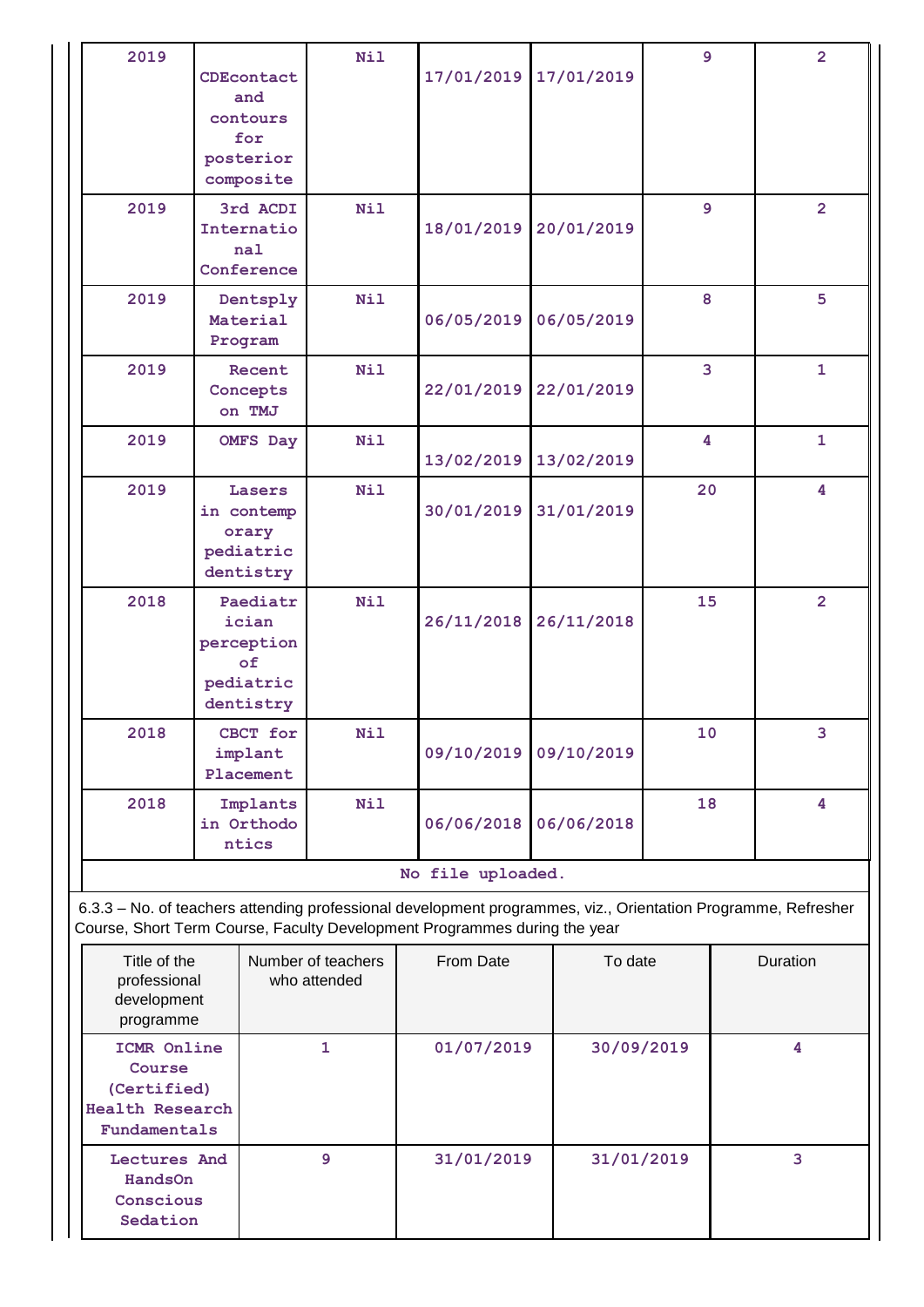| 2019 | CDEcontact and contours for posterior composite | Nil | 17/01/2019 | 17/01/2019 | 9 | 2 |
|---|---|---|---|---|---|---|
| 2019 | 3rd ACDI International Conference | Nil | 18/01/2019 | 20/01/2019 | 9 | 2 |
| 2019 | Dentsply Material Program | Nil | 06/05/2019 | 06/05/2019 | 8 | 5 |
| 2019 | Recent Concepts on TMJ | Nil | 22/01/2019 | 22/01/2019 | 3 | 1 |
| 2019 | OMFS Day | Nil | 13/02/2019 | 13/02/2019 | 4 | 1 |
| 2019 | Lasers in contemporary pediatric dentistry | Nil | 30/01/2019 | 31/01/2019 | 20 | 4 |
| 2018 | Paediatrician perception of pediatric dentistry | Nil | 26/11/2018 | 26/11/2018 | 15 | 2 |
| 2018 | CBCT for implant Placement | Nil | 09/10/2019 | 09/10/2019 | 10 | 3 |
| 2018 | Implants in Orthodontics | Nil | 06/06/2018 | 06/06/2018 | 18 | 4 |

No file uploaded.

6.3.3 – No. of teachers attending professional development programmes, viz., Orientation Programme, Refresher Course, Short Term Course, Faculty Development Programmes during the year

| Title of the professional development programme | Number of teachers who attended | From Date | To date | Duration |
|---|---|---|---|---|
| ICMR Online Course (Certified) Health Research Fundamentals | 1 | 01/07/2019 | 30/09/2019 | 4 |
| Lectures And HandsOn Conscious Sedation | 9 | 31/01/2019 | 31/01/2019 | 3 |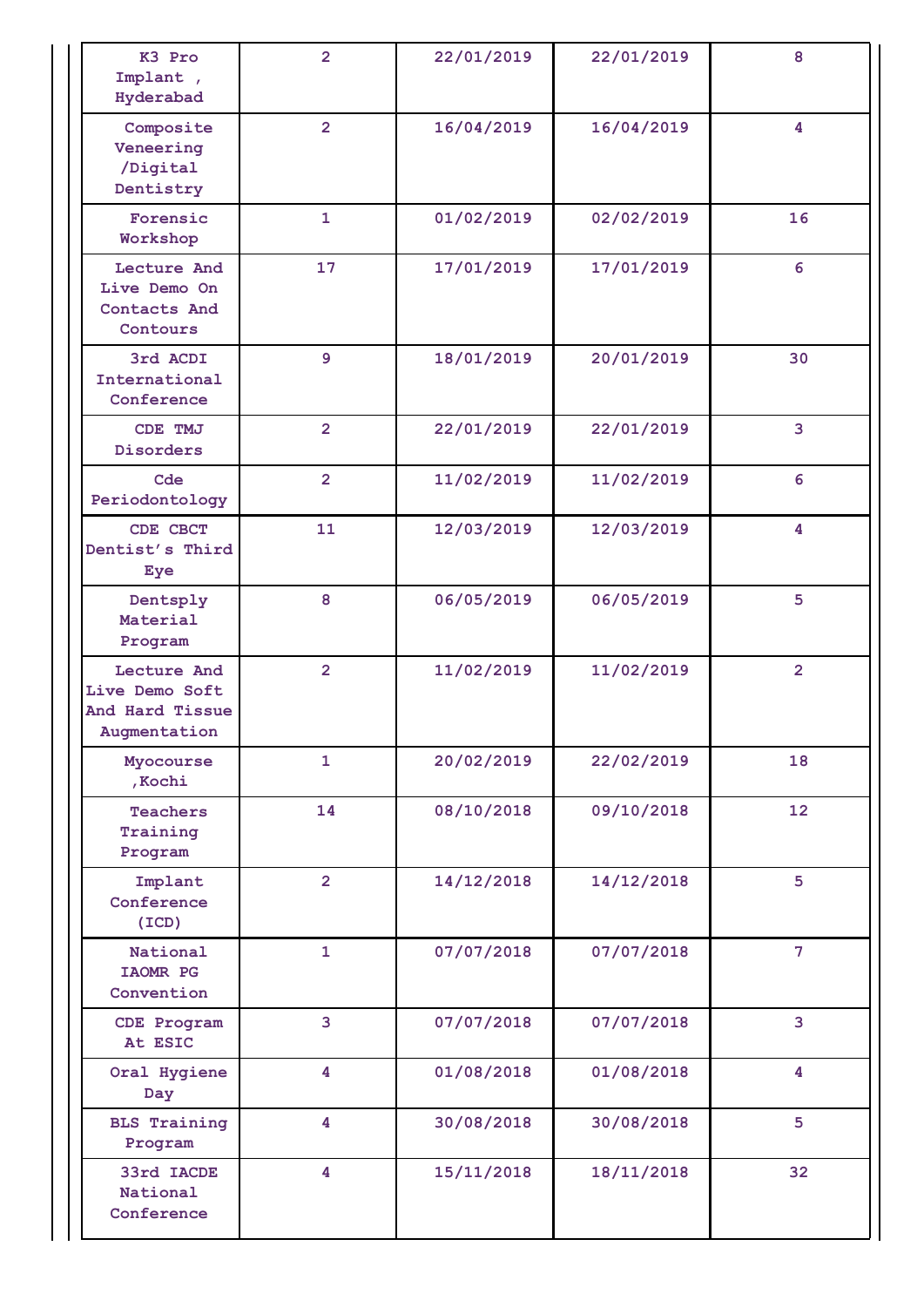| K3 Pro Implant , Hyderabad | 2 | 22/01/2019 | 22/01/2019 | 8 |
|---|---|---|---|---|
| Composite Veneering /Digital Dentistry | 2 | 16/04/2019 | 16/04/2019 | 4 |
| Forensic Workshop | 1 | 01/02/2019 | 02/02/2019 | 16 |
| Lecture And Live Demo On Contacts And Contours | 17 | 17/01/2019 | 17/01/2019 | 6 |
| 3rd ACDI International Conference | 9 | 18/01/2019 | 20/01/2019 | 30 |
| CDE TMJ Disorders | 2 | 22/01/2019 | 22/01/2019 | 3 |
| Cde Periodontology | 2 | 11/02/2019 | 11/02/2019 | 6 |
| CDE CBCT Dentist's Third Eye | 11 | 12/03/2019 | 12/03/2019 | 4 |
| Dentsply Material Program | 8 | 06/05/2019 | 06/05/2019 | 5 |
| Lecture And Live Demo Soft And Hard Tissue Augmentation | 2 | 11/02/2019 | 11/02/2019 | 2 |
| Myocourse ,Kochi | 1 | 20/02/2019 | 22/02/2019 | 18 |
| Teachers Training Program | 14 | 08/10/2018 | 09/10/2018 | 12 |
| Implant Conference (ICD) | 2 | 14/12/2018 | 14/12/2018 | 5 |
| National IAOMR PG Convention | 1 | 07/07/2018 | 07/07/2018 | 7 |
| CDE Program At ESIC | 3 | 07/07/2018 | 07/07/2018 | 3 |
| Oral Hygiene Day | 4 | 01/08/2018 | 01/08/2018 | 4 |
| BLS Training Program | 4 | 30/08/2018 | 30/08/2018 | 5 |
| 33rd IACDE National Conference | 4 | 15/11/2018 | 18/11/2018 | 32 |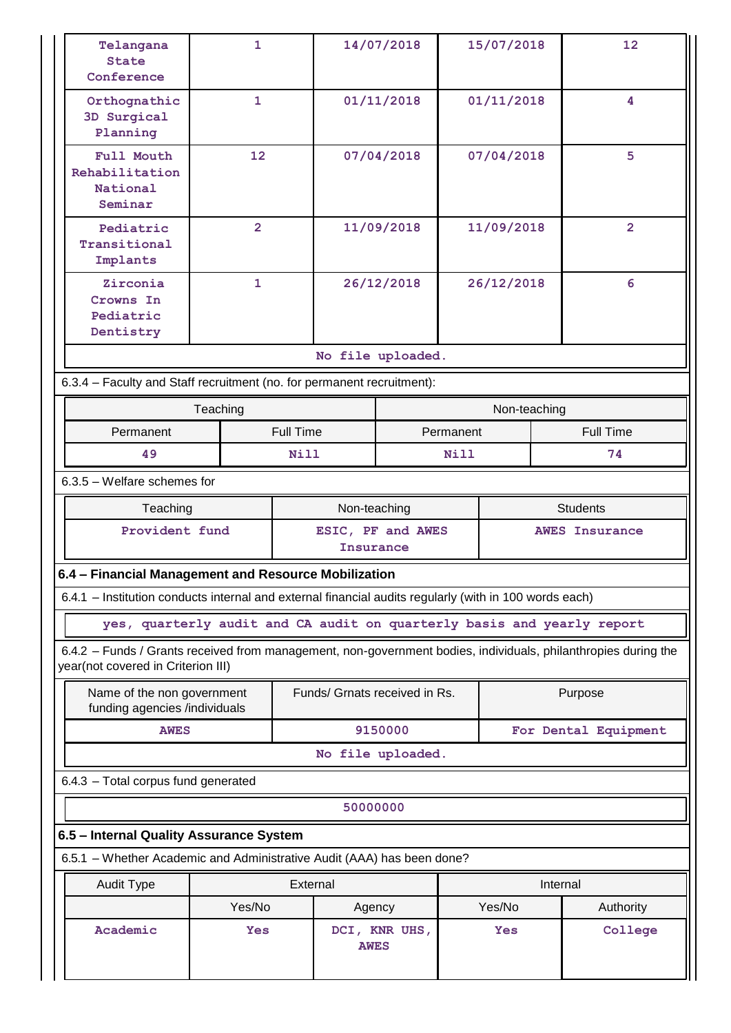| Telangana State Conference | 1 | 14/07/2018 | 15/07/2018 | 12 |
|---|---|---|---|---|
| Orthognathic 3D Surgical Planning | 1 | 01/11/2018 | 01/11/2018 | 4 |
| Full Mouth Rehabilitation National Seminar | 12 | 07/04/2018 | 07/04/2018 | 5 |
| Pediatric Transitional Implants | 2 | 11/09/2018 | 11/09/2018 | 2 |
| Zirconia Crowns In Pediatric Dentistry | 1 | 26/12/2018 | 26/12/2018 | 6 |

No file uploaded.

6.3.4 – Faculty and Staff recruitment (no. for permanent recruitment):

| Teaching | | Non-teaching | |
|---|---|---|---|
| Permanent | Full Time | Permanent | Full Time |
| 49 | Nill | Nill | 74 |

6.3.5 – Welfare schemes for

| Teaching | Non-teaching | Students |
|---|---|---|
| Provident fund | ESIC, PF and AWES Insurance | AWES Insurance |

**6.4 – Financial Management and Resource Mobilization**

6.4.1 – Institution conducts internal and external financial audits regularly (with in 100 words each)

yes, quarterly audit and CA audit on quarterly basis and yearly report

6.4.2 – Funds / Grants received from management, non-government bodies, individuals, philanthropies during the year(not covered in Criterion III)

| Name of the non government funding agencies /individuals | Funds/ Grnats received in Rs. | Purpose |
|---|---|---|
| AWES | 9150000 | For Dental Equipment |

No file uploaded.

6.4.3 – Total corpus fund generated

50000000

**6.5 – Internal Quality Assurance System**

6.5.1 – Whether Academic and Administrative Audit (AAA) has been done?

| Audit Type | External | | Internal | |
|---|---|---|---|---|
| | Yes/No | Agency | Yes/No | Authority |
| Academic | Yes | DCI, KNR UHS, AWES | Yes | College |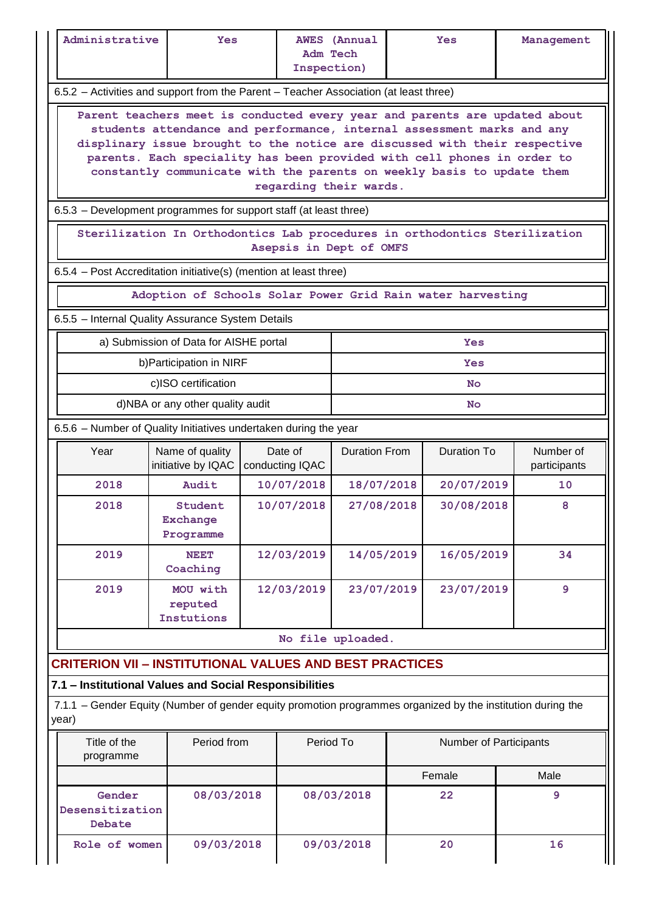| Administrative | Yes | AWES (Annual Adm Tech Inspection) | Yes | Management |
|---|---|---|---|---|

6.5.2 – Activities and support from the Parent – Teacher Association (at least three)

Parent teachers meet is conducted every year and parents are updated about students attendance and performance, internal assessment marks and any displinary issue brought to the notice are discussed with their respective parents. Each speciality has been provided with cell phones in order to constantly communicate with the parents on weekly basis to update them regarding their wards.

6.5.3 – Development programmes for support staff (at least three)

Sterilization In Orthodontics Lab procedures in orthodontics Sterilization Asepsis in Dept of OMFS

6.5.4 – Post Accreditation initiative(s) (mention at least three)

Adoption of Schools Solar Power Grid Rain water harvesting

6.5.5 – Internal Quality Assurance System Details

| | |
|---|---|
| a) Submission of Data for AISHE portal | Yes |
| b)Participation in NIRF | Yes |
| c)ISO certification | No |
| d)NBA or any other quality audit | No |

6.5.6 – Number of Quality Initiatives undertaken during the year

| Year | Name of quality initiative by IQAC | Date of conducting IQAC | Duration From | Duration To | Number of participants |
|---|---|---|---|---|---|
| 2018 | Audit | 10/07/2018 | 18/07/2018 | 20/07/2019 | 10 |
| 2018 | Student Exchange Programme | 10/07/2018 | 27/08/2018 | 30/08/2018 | 8 |
| 2019 | NEET Coaching | 12/03/2019 | 14/05/2019 | 16/05/2019 | 34 |
| 2019 | MOU with reputed Instutions | 12/03/2019 | 23/07/2019 | 23/07/2019 | 9 |

No file uploaded.

## CRITERION VII – INSTITUTIONAL VALUES AND BEST PRACTICES

### 7.1 – Institutional Values and Social Responsibilities

7.1.1 – Gender Equity (Number of gender equity promotion programmes organized by the institution during the year)

| Title of the programme | Period from | Period To | Number of Participants | |
|---|---|---|---|---|
| | | | Female | Male |
| Gender Desensitization Debate | 08/03/2018 | 08/03/2018 | 22 | 9 |
| Role of women | 09/03/2018 | 09/03/2018 | 20 | 16 |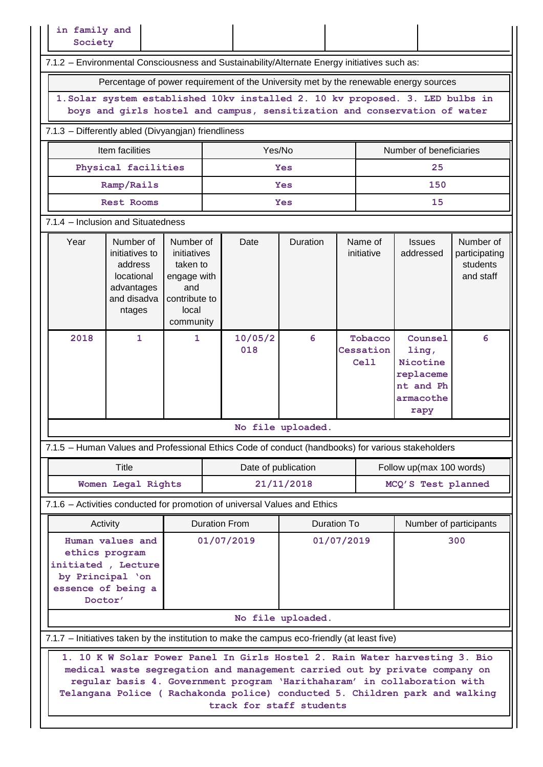| in family and Society | | | | |
|---|---|---|---|---|

7.1.2 – Environmental Consciousness and Sustainability/Alternate Energy initiatives such as:

| Percentage of power requirement of the University met by the renewable energy sources |
|---|
| 1.Solar system established 10kv installed 2. 10 kv proposed. 3. LED bulbs in boys and girls hostel and campus, sensitization and conservation of water |

7.1.3 – Differently abled (Divyangjan) friendliness

| Item facilities | Yes/No | Number of beneficiaries |
|---|---|---|
| Physical facilities | Yes | 25 |
| Ramp/Rails | Yes | 150 |
| Rest Rooms | Yes | 15 |

7.1.4 – Inclusion and Situatedness

| Year | Number of initiatives to address locational advantages and disadvantages | Number of initiatives taken to engage with and contribute to local community | Date | Duration | Name of initiative | Issues addressed | Number of participating students and staff |
|---|---|---|---|---|---|---|---|
| 2018 | 1 | 1 | 10/05/2018 | 6 | Tobacco Cessation Cell | Counselling, Nicotine replacement and Pharmacotherapy | 6 |

No file uploaded.

7.1.5 – Human Values and Professional Ethics Code of conduct (handbooks) for various stakeholders

| Title | Date of publication | Follow up(max 100 words) |
|---|---|---|
| Women Legal Rights | 21/11/2018 | MCQ'S Test planned |

7.1.6 – Activities conducted for promotion of universal Values and Ethics

| Activity | Duration From | Duration To | Number of participants |
|---|---|---|---|
| Human values and ethics program initiated , Lecture by Principal 'on essence of being a Doctor' | 01/07/2019 | 01/07/2019 | 300 |

No file uploaded.

7.1.7 – Initiatives taken by the institution to make the campus eco-friendly (at least five)

1. 10 K W Solar Power Panel In Girls Hostel 2. Rain Water harvesting 3. Bio medical waste segregation and management carried out by private company on regular basis 4. Government program 'Harithaharam' in collaboration with Telangana Police ( Rachakonda police) conducted 5. Children park and walking track for staff students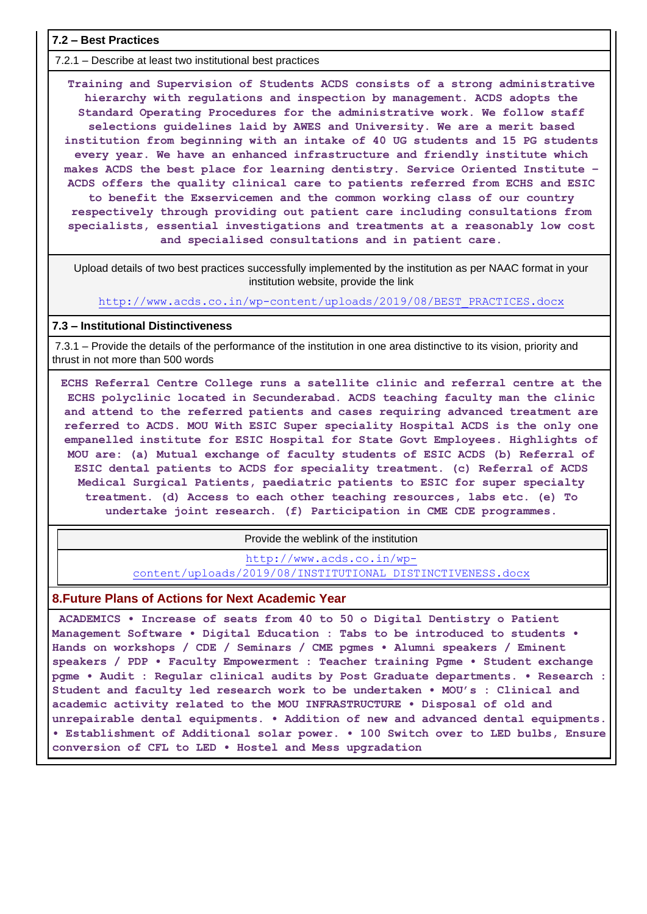### 7.2 – Best Practices

7.2.1 – Describe at least two institutional best practices

**Training and Supervision of Students ACDS consists of a strong administrative hierarchy with regulations and inspection by management. ACDS adopts the Standard Operating Procedures for the administrative work. We follow staff selections guidelines laid by AWES and University. We are a merit based institution from beginning with an intake of 40 UG students and 15 PG students every year. We have an enhanced infrastructure and friendly institute which makes ACDS the best place for learning dentistry. Service Oriented Institute - ACDS offers the quality clinical care to patients referred from ECHS and ESIC to benefit the Exservicemen and the common working class of our country respectively through providing out patient care including consultations from specialists, essential investigations and treatments at a reasonably low cost and specialised consultations and in patient care.**

Upload details of two best practices successfully implemented by the institution as per NAAC format in your institution website, provide the link

http://www.acds.co.in/wp-content/uploads/2019/08/BEST_PRACTICES.docx

### 7.3 – Institutional Distinctiveness

7.3.1 – Provide the details of the performance of the institution in one area distinctive to its vision, priority and thrust in not more than 500 words

**ECHS Referral Centre College runs a satellite clinic and referral centre at the ECHS polyclinic located in Secunderabad. ACDS teaching faculty man the clinic and attend to the referred patients and cases requiring advanced treatment are referred to ACDS. MOU With ESIC Super speciality Hospital ACDS is the only one empanelled institute for ESIC Hospital for State Govt Employees. Highlights of MOU are: (a) Mutual exchange of faculty students of ESIC ACDS (b) Referral of ESIC dental patients to ACDS for speciality treatment. (c) Referral of ACDS Medical Surgical Patients, paediatric patients to ESIC for super specialty treatment. (d) Access to each other teaching resources, labs etc. (e) To undertake joint research. (f) Participation in CME CDE programmes.**

Provide the weblink of the institution

http://www.acds.co.in/wp-content/uploads/2019/08/INSTITUTIONAL_DISTINCTIVENESS.docx

## 8.Future Plans of Actions for Next Academic Year

**ACADEMICS • Increase of seats from 40 to 50 o Digital Dentistry o Patient Management Software • Digital Education : Tabs to be introduced to students • Hands on workshops / CDE / Seminars / CME pgmes • Alumni speakers / Eminent speakers / PDP • Faculty Empowerment : Teacher training Pgme • Student exchange pgme • Audit : Regular clinical audits by Post Graduate departments. • Research : Student and faculty led research work to be undertaken • MOU's : Clinical and academic activity related to the MOU INFRASTRUCTURE • Disposal of old and unrepairable dental equipments. • Addition of new and advanced dental equipments. • Establishment of Additional solar power. • 100 Switch over to LED bulbs, Ensure conversion of CFL to LED • Hostel and Mess upgradation**